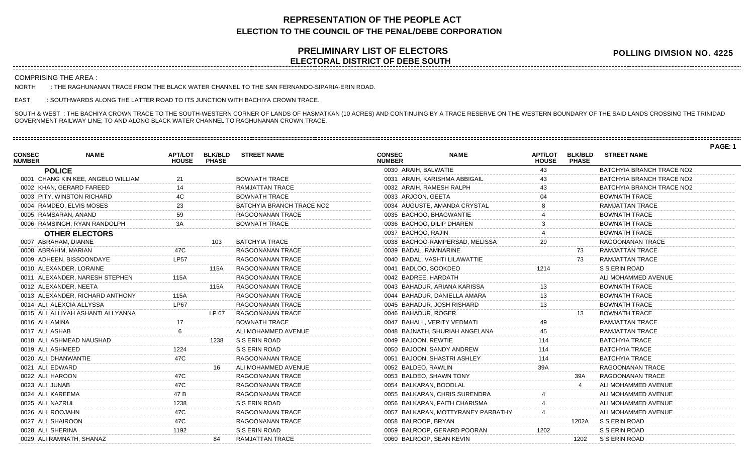# REPRESENTATION OF THE PEOPLE ACT
## ELECTION TO THE COUNCIL OF THE PENAL/DEBE CORPORATION

## PRELIMINARY LIST OF ELECTORS
### ELECTORAL DISTRICT OF DEBE SOUTH

**POLLING DIVISION NO. 4225**

COMPRISING THE AREA :

NORTH : THE RAGHUNANAN TRACE FROM THE BLACK WATER CHANNEL TO THE SAN FERNANDO-SIPARIA-ERIN ROAD.

EAST : SOUTHWARDS ALONG THE LATTER ROAD TO ITS JUNCTION WITH BACHIYA CROWN TRACE.

SOUTH & WEST : THE BACHIYA CROWN TRACE TO THE SOUTH-WESTERN CORNER OF LANDS OF HASMATKAN (10 ACRES) AND CONTINUING BY A TRACE RESERVE ON THE WESTERN BOUNDARY OF THE SAID LANDS CROSSING THE TRINIDAD GOVERNMENT RAILWAY LINE; TO AND ALONG BLACK WATER CHANNEL TO RAGHUNANAN CROWN TRACE.

| CONSEC NUMBER | NAME | APT/LOT HOUSE | BLK/BLD PHASE | STREET NAME |
|---|---|---|---|---|
| | **POLICE** | | | |
| 0001 | CHANG KIN KEE, ANGELO WILLIAM | 21 | | BOWNATH TRACE |
| 0002 | KHAN, GERARD FAREED | 14 | | RAMJATTAN TRACE |
| 0003 | PITY, WINSTON RICHARD | 4C | | BOWNATH TRACE |
| 0004 | RAMDEO, ELVIS MOSES | 23 | | BATCHYIA BRANCH TRACE NO2 |
| 0005 | RAMSARAN, ANAND | 59 | | RAGOONANAN TRACE |
| 0006 | RAMSINGH, RYAN RANDOLPH | 3A | | BOWNATH TRACE |
| | **OTHER ELECTORS** | | | |
| 0007 | ABRAHAM, DIANNE | | 103 | BATCHYIA TRACE |
| 0008 | ABRAHIM, MARIAN | 47C | | RAGOONANAN TRACE |
| 0009 | ADHEEN, BISSOONDAYE | LP57 | | RAGOONANAN TRACE |
| 0010 | ALEXANDER, LORAINE | | 115A | RAGOONANAN TRACE |
| 0011 | ALEXANDER, NARESH STEPHEN | 115A | | RAGOONANAN TRACE |
| 0012 | ALEXANDER, NEETA | | 115A | RAGOONANAN TRACE |
| 0013 | ALEXANDER, RICHARD ANTHONY | 115A | | RAGOONANAN TRACE |
| 0014 | ALI, ALEXCIA ALLYSSA | LP67 | | RAGOONANAN TRACE |
| 0015 | ALI, ALLIYAH ASHANTI ALLYANNA | | LP 67 | RAGOONANAN TRACE |
| 0016 | ALI, AMINA | 17 | | BOWNATH TRACE |
| 0017 | ALI, ASHAB | 6 | | ALI MOHAMMED AVENUE |
| 0018 | ALI, ASHMEAD NAUSHAD | | 1238 | S S ERIN ROAD |
| 0019 | ALI, ASHMEED | 1224 | | S S ERIN ROAD |
| 0020 | ALI, DHANWANTIE | 47C | | RAGOONANAN TRACE |
| 0021 | ALI, EDWARD | | 16 | ALI MOHAMMED AVENUE |
| 0022 | ALI, HAROON | 47C | | RAGOONANAN TRACE |
| 0023 | ALI, JUNAB | 47C | | RAGOONANAN TRACE |
| 0024 | ALI, KAREEMA | 47 B | | RAGOONANAN TRACE |
| 0025 | ALI, NAZRUL | 1238 | | S S ERIN ROAD |
| 0026 | ALI, ROOJAHN | 47C | | RAGOONANAN TRACE |
| 0027 | ALI, SHAIROON | 47C | | RAGOONANAN TRACE |
| 0028 | ALI, SHERINA | 1192 | | S S ERIN ROAD |
| 0029 | ALI RAMNATH, SHANAZ | | 84 | RAMJATTAN TRACE |
| 0030 | ARAIH, BALWATIE | 43 | | BATCHYIA BRANCH TRACE NO2 |
| 0031 | ARAIH, KARISHMA ABBIGAIL | 43 | | BATCHYIA BRANCH TRACE NO2 |
| 0032 | ARAIH, RAMESH RALPH | 43 | | BATCHYIA BRANCH TRACE NO2 |
| 0033 | ARJOON, GEETA | 04 | | BOWNATH TRACE |
| 0034 | AUGUSTE, AMANDA CRYSTAL | 8 | | RAMJATTAN TRACE |
| 0035 | BACHOO, BHAGWANTIE | 4 | | BOWNATH TRACE |
| 0036 | BACHOO, DILIP DHAREN | 3 | | BOWNATH TRACE |
| 0037 | BACHOO, RAJIN | 4 | | BOWNATH TRACE |
| 0038 | BACHOO-RAMPERSAD, MELISSA | 29 | | RAGOONANAN TRACE |
| 0039 | BADAL, RAMNARINE | | 73 | RAMJATTAN TRACE |
| 0040 | BADAL, VASHTI LILAWATTIE | | 73 | RAMJATTAN TRACE |
| 0041 | BADLOO, SOOKDEO | 1214 | | S S ERIN ROAD |
| 0042 | BADREE, HARDATH | | | ALI MOHAMMED AVENUE |
| 0043 | BAHADUR, ARIANA KARISSA | 13 | | BOWNATH TRACE |
| 0044 | BAHADUR, DANIELLA AMARA | 13 | | BOWNATH TRACE |
| 0045 | BAHADUR, JOSH RISHARD | 13 | | BOWNATH TRACE |
| 0046 | BAHADUR, ROGER | | 13 | BOWNATH TRACE |
| 0047 | BAHALL, VERITY VEDMATI | 49 | | RAMJATTAN TRACE |
| 0048 | BAJNATH, SHURIAH ANGELANA | 45 | | RAMJATTAN TRACE |
| 0049 | BAJOON, REWTIE | 114 | | BATCHYIA TRACE |
| 0050 | BAJOON, SANDY ANDREW | 114 | | BATCHYIA TRACE |
| 0051 | BAJOON, SHASTRI ASHLEY | 114 | | BATCHYIA TRACE |
| 0052 | BALDEO, RAWLIN | 39A | | RAGOONANAN TRACE |
| 0053 | BALDEO, SHAWN TONY | | 39A | RAGOONANAN TRACE |
| 0054 | BALKARAN, BOODLAL | | 4 | ALI MOHAMMED AVENUE |
| 0055 | BALKARAN, CHRIS SURENDRA | 4 | | ALI MOHAMMED AVENUE |
| 0056 | BALKARAN, FAITH CHARISMA | 4 | | ALI MOHAMMED AVENUE |
| 0057 | BALKARAN, MOTTYRANEY PARBATHY | 4 | | ALI MOHAMMED AVENUE |
| 0058 | BALROOP, BRYAN | | 1202A | S S ERIN ROAD |
| 0059 | BALROOP, GERARD POORAN | 1202 | | S S ERIN ROAD |
| 0060 | BALROOP, SEAN KEVIN | | 1202 | S S ERIN ROAD |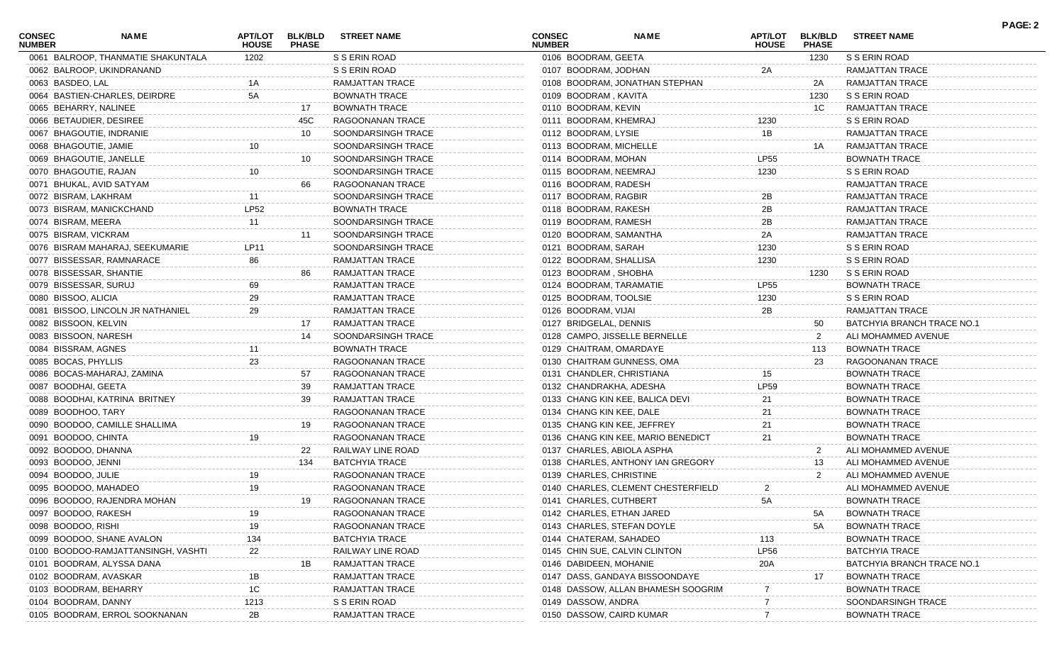| CONSEC NUMBER | NAME | APT/LOT HOUSE | BLK/BLD PHASE | STREET NAME |
|---|---|---|---|---|
| 0061 | BALROOP, THANMATIE SHAKUNTALA | 1202 | | S S ERIN ROAD |
| 0062 | BALROOP, UKINDRANAND | | | S S ERIN ROAD |
| 0063 | BASDEO, LAL | 1A | | RAMJATTAN TRACE |
| 0064 | BASTIEN-CHARLES, DEIRDRE | 5A | | BOWNATH TRACE |
| 0065 | BEHARRY, NALINEE | | 17 | BOWNATH TRACE |
| 0066 | BETAUDIER, DESIREE | | 45C | RAGOONANAN TRACE |
| 0067 | BHAGOUTIE, INDRANIE | | 10 | SOONDARSINGH TRACE |
| 0068 | BHAGOUTIE, JAMIE | 10 | | SOONDARSINGH TRACE |
| 0069 | BHAGOUTIE, JANELLE | | 10 | SOONDARSINGH TRACE |
| 0070 | BHAGOUTIE, RAJAN | 10 | | SOONDARSINGH TRACE |
| 0071 | BHUKAL, AVID SATYAM | | 66 | RAGOONANAN TRACE |
| 0072 | BISRAM, LAKHRAM | 11 | | SOONDARSINGH TRACE |
| 0073 | BISRAM, MANICKCHAND | LP52 | | BOWNATH TRACE |
| 0074 | BISRAM, MEERA | 11 | | SOONDARSINGH TRACE |
| 0075 | BISRAM, VICKRAM | | 11 | SOONDARSINGH TRACE |
| 0076 | BISRAM MAHARAJ, SEEKUMARIE | LP11 | | SOONDARSINGH TRACE |
| 0077 | BISSESSAR, RAMNARACE | 86 | | RAMJATTAN TRACE |
| 0078 | BISSESSAR, SHANTIE | | 86 | RAMJATTAN TRACE |
| 0079 | BISSESSAR, SURUJ | 69 | | RAMJATTAN TRACE |
| 0080 | BISSOO, ALICIA | 29 | | RAMJATTAN TRACE |
| 0081 | BISSOO, LINCOLN JR NATHANIEL | 29 | | RAMJATTAN TRACE |
| 0082 | BISSOON, KELVIN | | 17 | RAMJATTAN TRACE |
| 0083 | BISSOON, NARESH | | 14 | SOONDARSINGH TRACE |
| 0084 | BISSRAM, AGNES | 11 | | BOWNATH TRACE |
| 0085 | BOCAS, PHYLLIS | 23 | | RAGOONANAN TRACE |
| 0086 | BOCAS-MAHARAJ, ZAMINA | | 57 | RAGOONANAN TRACE |
| 0087 | BOODHAI, GEETA | | 39 | RAMJATTAN TRACE |
| 0088 | BOODHAI, KATRINA BRITNEY | | 39 | RAMJATTAN TRACE |
| 0089 | BOODHOO, TARY | | | RAGOONANAN TRACE |
| 0090 | BOODOO, CAMILLE SHALLIMA | | 19 | RAGOONANAN TRACE |
| 0091 | BOODOO, CHINTA | 19 | | RAGOONANAN TRACE |
| 0092 | BOODOO, DHANNA | | 22 | RAILWAY LINE ROAD |
| 0093 | BOODOO, JENNI | | 134 | BATCHYIA TRACE |
| 0094 | BOODOO, JULIE | 19 | | RAGOONANAN TRACE |
| 0095 | BOODOO, MAHADEO | 19 | | RAGOONANAN TRACE |
| 0096 | BOODOO, RAJENDRA MOHAN | | 19 | RAGOONANAN TRACE |
| 0097 | BOODOO, RAKESH | 19 | | RAGOONANAN TRACE |
| 0098 | BOODOO, RISHI | 19 | | RAGOONANAN TRACE |
| 0099 | BOODOO, SHANE AVALON | 134 | | BATCHYIA TRACE |
| 0100 | BOODOO-RAMJATTANSINGH, VASHTI | 22 | | RAILWAY LINE ROAD |
| 0101 | BOODRAM, ALYSSA DANA | | 1B | RAMJATTAN TRACE |
| 0102 | BOODRAM, AVASKAR | 1B | | RAMJATTAN TRACE |
| 0103 | BOODRAM, BEHARRY | 1C | | RAMJATTAN TRACE |
| 0104 | BOODRAM, DANNY | 1213 | | S S ERIN ROAD |
| 0105 | BOODRAM, ERROL SOOKNANAN | 2B | | RAMJATTAN TRACE |
| 0106 | BOODRAM, GEETA | | 1230 | S S ERIN ROAD |
| 0107 | BOODRAM, JODHAN | 2A | | RAMJATTAN TRACE |
| 0108 | BOODRAM, JONATHAN STEPHAN | | 2A | RAMJATTAN TRACE |
| 0109 | BOODRAM , KAVITA | | 1230 | S S ERIN ROAD |
| 0110 | BOODRAM, KEVIN | | 1C | RAMJATTAN TRACE |
| 0111 | BOODRAM, KHEMRAJ | 1230 | | S S ERIN ROAD |
| 0112 | BOODRAM, LYSIE | 1B | | RAMJATTAN TRACE |
| 0113 | BOODRAM, MICHELLE | | 1A | RAMJATTAN TRACE |
| 0114 | BOODRAM, MOHAN | LP55 | | BOWNATH TRACE |
| 0115 | BOODRAM, NEEMRAJ | 1230 | | S S ERIN ROAD |
| 0116 | BOODRAM, RADESH | | | RAMJATTAN TRACE |
| 0117 | BOODRAM, RAGBIR | 2B | | RAMJATTAN TRACE |
| 0118 | BOODRAM, RAKESH | 2B | | RAMJATTAN TRACE |
| 0119 | BOODRAM, RAMESH | 2B | | RAMJATTAN TRACE |
| 0120 | BOODRAM, SAMANTHA | 2A | | RAMJATTAN TRACE |
| 0121 | BOODRAM, SARAH | 1230 | | S S ERIN ROAD |
| 0122 | BOODRAM, SHALLISA | 1230 | | S S ERIN ROAD |
| 0123 | BOODRAM , SHOBHA | | 1230 | S S ERIN ROAD |
| 0124 | BOODRAM, TARAMATIE | LP55 | | BOWNATH TRACE |
| 0125 | BOODRAM, TOOLSIE | 1230 | | S S ERIN ROAD |
| 0126 | BOODRAM, VIJAI | 2B | | RAMJATTAN TRACE |
| 0127 | BRIDGELAL, DENNIS | | 50 | BATCHYIA BRANCH TRACE NO.1 |
| 0128 | CAMPO, JISSELLE BERNELLE | | 2 | ALI MOHAMMED AVENUE |
| 0129 | CHAITRAM, OMARDAYE | | 113 | BOWNATH TRACE |
| 0130 | CHAITRAM GUNNESS, OMA | | 23 | RAGOONANAN TRACE |
| 0131 | CHANDLER, CHRISTIANA | 15 | | BOWNATH TRACE |
| 0132 | CHANDRAKHA, ADESHA | LP59 | | BOWNATH TRACE |
| 0133 | CHANG KIN KEE, BALICA DEVI | 21 | | BOWNATH TRACE |
| 0134 | CHANG KIN KEE, DALE | 21 | | BOWNATH TRACE |
| 0135 | CHANG KIN KEE, JEFFREY | 21 | | BOWNATH TRACE |
| 0136 | CHANG KIN KEE, MARIO BENEDICT | 21 | | BOWNATH TRACE |
| 0137 | CHARLES, ABIOLA ASPHA | | 2 | ALI MOHAMMED AVENUE |
| 0138 | CHARLES, ANTHONY IAN GREGORY | | 13 | ALI MOHAMMED AVENUE |
| 0139 | CHARLES, CHRISTINE | | 2 | ALI MOHAMMED AVENUE |
| 0140 | CHARLES, CLEMENT CHESTERFIELD | 2 | | ALI MOHAMMED AVENUE |
| 0141 | CHARLES, CUTHBERT | 5A | | BOWNATH TRACE |
| 0142 | CHARLES, ETHAN JARED | | 5A | BOWNATH TRACE |
| 0143 | CHARLES, STEFAN DOYLE | | 5A | BOWNATH TRACE |
| 0144 | CHATERAM, SAHADEO | 113 | | BOWNATH TRACE |
| 0145 | CHIN SUE, CALVIN CLINTON | LP56 | | BATCHYIA TRACE |
| 0146 | DABIDEEN, MOHANIE | 20A | | BATCHYIA BRANCH TRACE NO.1 |
| 0147 | DASS, GANDAYA BISSOONDAYE | | 17 | BOWNATH TRACE |
| 0148 | DASSOW, ALLAN BHAMESH SOOGRIM | 7 | | BOWNATH TRACE |
| 0149 | DASSOW, ANDRA | 7 | | SOONDARSINGH TRACE |
| 0150 | DASSOW, CAIRD KUMAR | 7 | | BOWNATH TRACE |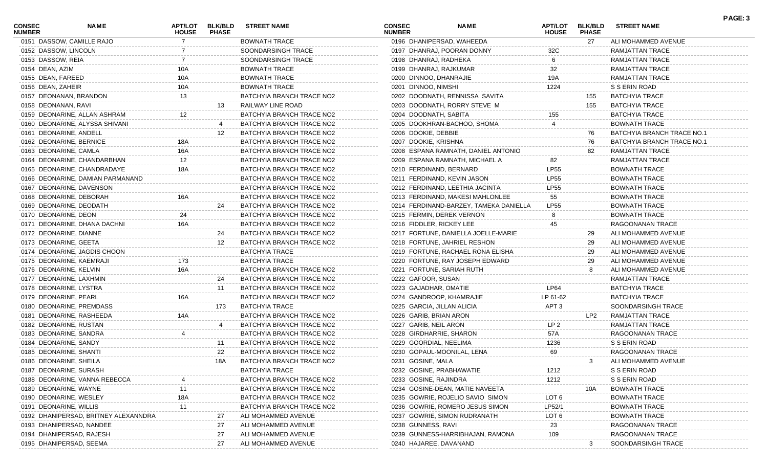| CONSEC NUMBER | NAME | APT/LOT HOUSE | BLK/BLD PHASE | STREET NAME |
|---|---|---|---|---|
| 0151 | DASSOW, CAMILLE RAJO | 7 | | BOWNATH TRACE |
| 0152 | DASSOW, LINCOLN | 7 | | SOONDARSINGH TRACE |
| 0153 | DASSOW, REIA | 7 | | SOONDARSINGH TRACE |
| 0154 | DEAN, AZIM | 10A | | BOWNATH TRACE |
| 0155 | DEAN, FAREED | 10A | | BOWNATH TRACE |
| 0156 | DEAN, ZAHEIR | 10A | | BOWNATH TRACE |
| 0157 | DEONANAN, BRANDON | 13 | | BATCHYIA BRANCH TRACE NO2 |
| 0158 | DEONANAN, RAVI | | 13 | RAILWAY LINE ROAD |
| 0159 | DEONARINE, ALLAN ASHRAM | 12 | | BATCHYIA BRANCH TRACE NO2 |
| 0160 | DEONARINE, ALYSSA SHIVANI | | 4 | BATCHYIA BRANCH TRACE NO2 |
| 0161 | DEONARINE, ANDELL | | 12 | BATCHYIA BRANCH TRACE NO2 |
| 0162 | DEONARINE, BERNICE | 18A | | BATCHYIA BRANCH TRACE NO2 |
| 0163 | DEONARINE, CAMLA | 16A | | BATCHYIA BRANCH TRACE NO2 |
| 0164 | DEONARINE, CHANDARBHAN | 12 | | BATCHYIA BRANCH TRACE NO2 |
| 0165 | DEONARINE, CHANDRADAYE | 18A | | BATCHYIA BRANCH TRACE NO2 |
| 0166 | DEONARINE, DAMIAN PARMANAND | | | BATCHYIA BRANCH TRACE NO2 |
| 0167 | DEONARINE, DAVENSON | | | BATCHYIA BRANCH TRACE NO2 |
| 0168 | DEONARINE, DEBORAH | 16A | | BATCHYIA BRANCH TRACE NO2 |
| 0169 | DEONARINE, DEODATH | | 24 | BATCHYIA BRANCH TRACE NO2 |
| 0170 | DEONARINE, DEON | 24 | | BATCHYIA BRANCH TRACE NO2 |
| 0171 | DEONARINE, DHANA DACHNI | 16A | | BATCHYIA BRANCH TRACE NO2 |
| 0172 | DEONARINE, DIANNE | | 24 | BATCHYIA BRANCH TRACE NO2 |
| 0173 | DEONARINE, GEETA | | 12 | BATCHYIA BRANCH TRACE NO2 |
| 0174 | DEONARINE, JAGDIS CHOON | | | BATCHYIA TRACE |
| 0175 | DEONARINE, KAEMRAJI | 173 | | BATCHYIA TRACE |
| 0176 | DEONARINE, KELVIN | 16A | | BATCHYIA BRANCH TRACE NO2 |
| 0177 | DEONARINE, LAXHMIN | | 24 | BATCHYIA BRANCH TRACE NO2 |
| 0178 | DEONARINE, LYSTRA | | 11 | BATCHYIA BRANCH TRACE NO2 |
| 0179 | DEONARINE, PEARL | 16A | | BATCHYIA BRANCH TRACE NO2 |
| 0180 | DEONARINE, PREMDASS | | 173 | BATCHYIA TRACE |
| 0181 | DEONARINE, RASHEEDA | 14A | | BATCHYIA BRANCH TRACE NO2 |
| 0182 | DEONARINE, RUSTAN | | 4 | BATCHYIA BRANCH TRACE NO2 |
| 0183 | DEONARINE, SANDRA | 4 | | BATCHYIA BRANCH TRACE NO2 |
| 0184 | DEONARINE, SANDY | | 11 | BATCHYIA BRANCH TRACE NO2 |
| 0185 | DEONARINE, SHANTI | | 22 | BATCHYIA BRANCH TRACE NO2 |
| 0186 | DEONARINE, SHEILA | | 18A | BATCHYIA BRANCH TRACE NO2 |
| 0187 | DEONARINE, SURASH | | | BATCHYIA TRACE |
| 0188 | DEONARINE, VANNA REBECCA | 4 | | BATCHYIA BRANCH TRACE NO2 |
| 0189 | DEONARINE, WAYNE | 11 | | BATCHYIA BRANCH TRACE NO2 |
| 0190 | DEONARINE, WESLEY | 18A | | BATCHYIA BRANCH TRACE NO2 |
| 0191 | DEONARINE, WILLIS | 11 | | BATCHYIA BRANCH TRACE NO2 |
| 0192 | DHANIPERSAD, BRITNEY ALEXANNDRA | | 27 | ALI MOHAMMED AVENUE |
| 0193 | DHANIPERSAD, NANDEE | | 27 | ALI MOHAMMED AVENUE |
| 0194 | DHANIPERSAD, RAJESH | | 27 | ALI MOHAMMED AVENUE |
| 0195 | DHANIPERSAD, SEEMA | | 27 | ALI MOHAMMED AVENUE |
| 0196 | DHANIPERSAD, WAHEEDA | | 27 | ALI MOHAMMED AVENUE |
| 0197 | DHANRAJ, POORAN DONNY | 32C | | RAMJATTAN TRACE |
| 0198 | DHANRAJ, RADHEKA | 6 | | RAMJATTAN TRACE |
| 0199 | DHANRAJ, RAJKUMAR | 32 | | RAMJATTAN TRACE |
| 0200 | DINNOO, DHANRAJIE | 19A | | RAMJATTAN TRACE |
| 0201 | DINNOO, NIMSHI | 1224 | | S S ERIN ROAD |
| 0202 | DOODNATH, RENNISSA SAVITA | | 155 | BATCHYIA TRACE |
| 0203 | DOODNATH, RORRY STEVE M | | 155 | BATCHYIA TRACE |
| 0204 | DOODNATH, SABITA | 155 | | BATCHYIA TRACE |
| 0205 | DOOKHRAN-BACHOO, SHOMA | 4 | | BOWNATH TRACE |
| 0206 | DOOKIE, DEBBIE | | 76 | BATCHYIA BRANCH TRACE NO.1 |
| 0207 | DOOKIE, KRISHNA | | 76 | BATCHYIA BRANCH TRACE NO.1 |
| 0208 | ESPANA RAMNATH, DANIEL ANTONIO | | 82 | RAMJATTAN TRACE |
| 0209 | ESPANA RAMNATH, MICHAEL A | 82 | | RAMJATTAN TRACE |
| 0210 | FERDINAND, BERNARD | LP55 | | BOWNATH TRACE |
| 0211 | FERDINAND, KEVIN JASON | LP55 | | BOWNATH TRACE |
| 0212 | FERDINAND, LEETHIA JACINTA | LP55 | | BOWNATH TRACE |
| 0213 | FERDINAND, MAKESI MAHLONLEE | 55 | | BOWNATH TRACE |
| 0214 | FERDINAND-BARZEY, TAMEKA DANIELLA | LP55 | | BOWNATH TRACE |
| 0215 | FERMIN, DEREK VERNON | 8 | | BOWNATH TRACE |
| 0216 | FIDDLER, RICKEY LEE | 45 | | RAGOONANAN TRACE |
| 0217 | FORTUNE, DANIELLA JOELLE-MARIE | | 29 | ALI MOHAMMED AVENUE |
| 0218 | FORTUNE, JAHRIEL RESHON | | 29 | ALI MOHAMMED AVENUE |
| 0219 | FORTUNE, RACHAEL RONA ELISHA | | 29 | ALI MOHAMMED AVENUE |
| 0220 | FORTUNE, RAY JOSEPH EDWARD | | 29 | ALI MOHAMMED AVENUE |
| 0221 | FORTUNE, SARIAH RUTH | | 8 | ALI MOHAMMED AVENUE |
| 0222 | GAFOOR, SUSAN | | | RAMJATTAN TRACE |
| 0223 | GAJADHAR, OMATIE | LP64 | | BATCHYIA TRACE |
| 0224 | GANDROOP, KHAMRAJIE | LP 61-62 | | BATCHYIA TRACE |
| 0225 | GARCIA, JILLAN ALICIA | APT 3 | | SOONDARSINGH TRACE |
| 0226 | GARIB, BRIAN ARON | | LP2 | RAMJATTAN TRACE |
| 0227 | GARIB, NEIL ARON | LP 2 | | RAMJATTAN TRACE |
| 0228 | GIRDHARRIE, SHARON | 57A | | RAGOONANAN TRACE |
| 0229 | GOORDIAL, NEELIMA | 1236 | | S S ERIN ROAD |
| 0230 | GOPAUL-MOONILAL, LENA | 69 | | RAGOONANAN TRACE |
| 0231 | GOSINE, MALA | | 3 | ALI MOHAMMED AVENUE |
| 0232 | GOSINE, PRABHAWATIE | 1212 | | S S ERIN ROAD |
| 0233 | GOSINE, RAJINDRA | 1212 | | S S ERIN ROAD |
| 0234 | GOSINE-DEAN, MATIE NAVEETA | | 10A | BOWNATH TRACE |
| 0235 | GOWRIE, ROJELIO SAVIO SIMON | LOT 6 | | BOWNATH TRACE |
| 0236 | GOWRIE, ROMERO JESUS SIMON | LP52/1 | | BOWNATH TRACE |
| 0237 | GOWRIE, SIMON RUDRANATH | LOT 6 | | BOWNATH TRACE |
| 0238 | GUNNESS, RAVI | 23 | | RAGOONANAN TRACE |
| 0239 | GUNNESS-HARRIBHAJAN, RAMONA | 109 | | RAGOONANAN TRACE |
| 0240 | HAJAREE, DAVANAND | | 3 | SOONDARSINGH TRACE |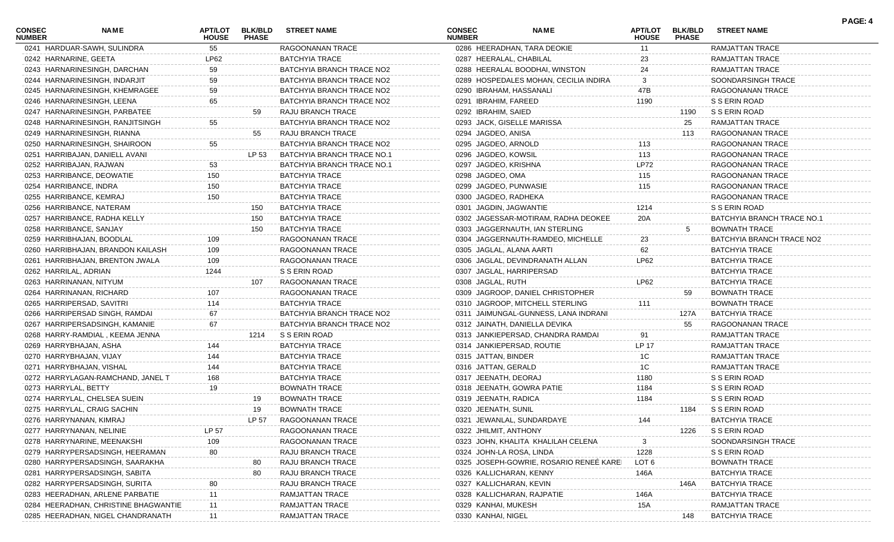| CONSEC NUMBER | NAME | APT/LOT HOUSE | BLK/BLD PHASE | STREET NAME |
|---|---|---|---|---|
| 0241 | HARDUAR-SAWH, SULINDRA | 55 | | RAGOONANAN TRACE |
| 0242 | HARNARINE, GEETA | LP62 | | BATCHYIA TRACE |
| 0243 | HARNARINESINGH, DARCHAN | 59 | | BATCHYIA BRANCH TRACE NO2 |
| 0244 | HARNARINESINGH, INDARJIT | 59 | | BATCHYIA BRANCH TRACE NO2 |
| 0245 | HARNARINESINGH, KHEMRAGEE | 59 | | BATCHYIA BRANCH TRACE NO2 |
| 0246 | HARNARINESINGH, LEENA | 65 | | BATCHYIA BRANCH TRACE NO2 |
| 0247 | HARNARINESINGH, PARBATEE | | 59 | RAJU BRANCH TRACE |
| 0248 | HARNARINESINGH, RANJITSINGH | 55 | | BATCHYIA BRANCH TRACE NO2 |
| 0249 | HARNARINESINGH, RIANNA | | 55 | RAJU BRANCH TRACE |
| 0250 | HARNARINESINGH, SHAIROON | 55 | | BATCHYIA BRANCH TRACE NO2 |
| 0251 | HARRIBAJAN, DANIELL AVANI | | LP 53 | BATCHYIA BRANCH TRACE NO.1 |
| 0252 | HARRIBAJAN, RAJWAN | 53 | | BATCHYIA BRANCH TRACE NO.1 |
| 0253 | HARRIBANCE, DEOWATIE | 150 | | BATCHYIA TRACE |
| 0254 | HARRIBANCE, INDRA | 150 | | BATCHYIA TRACE |
| 0255 | HARRIBANCE, KEMRAJ | 150 | | BATCHYIA TRACE |
| 0256 | HARRIBANCE, NATERAM | | 150 | BATCHYIA TRACE |
| 0257 | HARRIBANCE, RADHA KELLY | | 150 | BATCHYIA TRACE |
| 0258 | HARRIBANCE, SANJAY | | 150 | BATCHYIA TRACE |
| 0259 | HARRIBHAJAN, BOODLAL | 109 | | RAGOONANAN TRACE |
| 0260 | HARRIBHAJAN, BRANDON KAILASH | 109 | | RAGOONANAN TRACE |
| 0261 | HARRIBHAJAN, BRENTON JWALA | 109 | | RAGOONANAN TRACE |
| 0262 | HARRILAL, ADRIAN | 1244 | | S S ERIN ROAD |
| 0263 | HARRINANAN, NITYUM | | 107 | RAGOONANAN TRACE |
| 0264 | HARRINANAN, RICHARD | 107 | | RAGOONANAN TRACE |
| 0265 | HARRIPERSAD, SAVITRI | 114 | | BATCHYIA TRACE |
| 0266 | HARRIPERSAD SINGH, RAMDAI | 67 | | BATCHYIA BRANCH TRACE NO2 |
| 0267 | HARRIPERSADSINGH, KAMANIE | 67 | | BATCHYIA BRANCH TRACE NO2 |
| 0268 | HARRY-RAMDIAL , KEEMA JENNA | | 1214 | S S ERIN ROAD |
| 0269 | HARRYBHAJAN, ASHA | 144 | | BATCHYIA TRACE |
| 0270 | HARRYBHAJAN, VIJAY | 144 | | BATCHYIA TRACE |
| 0271 | HARRYBHAJAN, VISHAL | 144 | | BATCHYIA TRACE |
| 0272 | HARRYLAGAN-RAMCHAND, JANEL T | 168 | | BATCHYIA TRACE |
| 0273 | HARRYLAL, BETTY | 19 | | BOWNATH TRACE |
| 0274 | HARRYLAL, CHELSEA SUEIN | | 19 | BOWNATH TRACE |
| 0275 | HARRYLAL, CRAIG SACHIN | | 19 | BOWNATH TRACE |
| 0276 | HARRYNANAN, KIMRAJ | | LP 57 | RAGOONANAN TRACE |
| 0277 | HARRYNANAN, NELINIE | LP 57 | | RAGOONANAN TRACE |
| 0278 | HARRYNARINE, MEENAKSHI | 109 | | RAGOONANAN TRACE |
| 0279 | HARRYPERSADSINGH, HEERAMAN | 80 | | RAJU BRANCH TRACE |
| 0280 | HARRYPERSADSINGH, SAARAKHA | | 80 | RAJU BRANCH TRACE |
| 0281 | HARRYPERSADSINGH, SABITA | | 80 | RAJU BRANCH TRACE |
| 0282 | HARRYPERSADSINGH, SURITA | 80 | | RAJU BRANCH TRACE |
| 0283 | HEERADHAN, ARLENE PARBATIE | 11 | | RAMJATTAN TRACE |
| 0284 | HEERADHAN, CHRISTINE BHAGWANTIE | 11 | | RAMJATTAN TRACE |
| 0285 | HEERADHAN, NIGEL CHANDRANATH | 11 | | RAMJATTAN TRACE |
| 0286 | HEERADHAN, TARA DEOKIE | 11 | | RAMJATTAN TRACE |
| 0287 | HEERALAL, CHABILAL | 23 | | RAMJATTAN TRACE |
| 0288 | HEERALAL BOODHAI, WINSTON | 24 | | RAMJATTAN TRACE |
| 0289 | HOSPEDALES MOHAN, CECILIA INDIRA | 3 | | SOONDARSINGH TRACE |
| 0290 | IBRAHAM, HASSANALI | 47B | | RAGOONANAN TRACE |
| 0291 | IBRAHIM, FAREED | 1190 | | S S ERIN ROAD |
| 0292 | IBRAHIM, SAIED | | 1190 | S S ERIN ROAD |
| 0293 | JACK, GISELLE MARISSA | | 25 | RAMJATTAN TRACE |
| 0294 | JAGDEO, ANISA | | 113 | RAGOONANAN TRACE |
| 0295 | JAGDEO, ARNOLD | 113 | | RAGOONANAN TRACE |
| 0296 | JAGDEO, KOWSIL | 113 | | RAGOONANAN TRACE |
| 0297 | JAGDEO, KRISHNA | LP72 | | RAGOONANAN TRACE |
| 0298 | JAGDEO, OMA | 115 | | RAGOONANAN TRACE |
| 0299 | JAGDEO, PUNWASIE | 115 | | RAGOONANAN TRACE |
| 0300 | JAGDEO, RADHEKA | | | RAGOONANAN TRACE |
| 0301 | JAGDIN, JAGWANTIE | 1214 | | S S ERIN ROAD |
| 0302 | JAGESSAR-MOTIRAM, RADHA DEOKEE | 20A | | BATCHYIA BRANCH TRACE NO.1 |
| 0303 | JAGGERNAUTH, IAN STERLING | | 5 | BOWNATH TRACE |
| 0304 | JAGGERNAUTH-RAMDEO, MICHELLE | 23 | | BATCHYIA BRANCH TRACE NO2 |
| 0305 | JAGLAL, ALANA AARTI | 62 | | BATCHYIA TRACE |
| 0306 | JAGLAL, DEVINDRANATH ALLAN | LP62 | | BATCHYIA TRACE |
| 0307 | JAGLAL, HARRIPERSAD | | | BATCHYIA TRACE |
| 0308 | JAGLAL, RUTH | LP62 | | BATCHYIA TRACE |
| 0309 | JAGROOP, DANIEL CHRISTOPHER | | 59 | BOWNATH TRACE |
| 0310 | JAGROOP, MITCHELL STERLING | 111 | | BOWNATH TRACE |
| 0311 | JAIMUNGAL-GUNNESS, LANA INDRANI | | 127A | BATCHYIA TRACE |
| 0312 | JAINATH, DANIELLA DEVIKA | | 55 | RAGOONANAN TRACE |
| 0313 | JANKIEPERSAD, CHANDRA RAMDAI | 91 | | RAMJATTAN TRACE |
| 0314 | JANKIEPERSAD, ROUTIE | LP 17 | | RAMJATTAN TRACE |
| 0315 | JATTAN, BINDER | 1C | | RAMJATTAN TRACE |
| 0316 | JATTAN, GERALD | 1C | | RAMJATTAN TRACE |
| 0317 | JEENATH, DEORAJ | 1180 | | S S ERIN ROAD |
| 0318 | JEENATH, GOWRA PATIE | 1184 | | S S ERIN ROAD |
| 0319 | JEENATH, RADICA | 1184 | | S S ERIN ROAD |
| 0320 | JEENATH, SUNIL | | 1184 | S S ERIN ROAD |
| 0321 | JEWANLAL, SUNDARDAYE | 144 | | BATCHYIA TRACE |
| 0322 | JHILMIT, ANTHONY | | 1226 | S S ERIN ROAD |
| 0323 | JOHN, KHALITA KHALILAH CELENA | 3 | | SOONDARSINGH TRACE |
| 0324 | JOHN-LA ROSA, LINDA | 1228 | | S S ERIN ROAD |
| 0325 | JOSEPH-GOWRIE, ROSARIO RENEÉ KARE | LOT 6 | | BOWNATH TRACE |
| 0326 | KALLICHARAN, KENNY | 146A | | BATCHYIA TRACE |
| 0327 | KALLICHARAN, KEVIN | | 146A | BATCHYIA TRACE |
| 0328 | KALLICHARAN, RAJPATIE | 146A | | BATCHYIA TRACE |
| 0329 | KANHAI, MUKESH | 15A | | RAMJATTAN TRACE |
| 0330 | KANHAI, NIGEL | | 148 | BATCHYIA TRACE |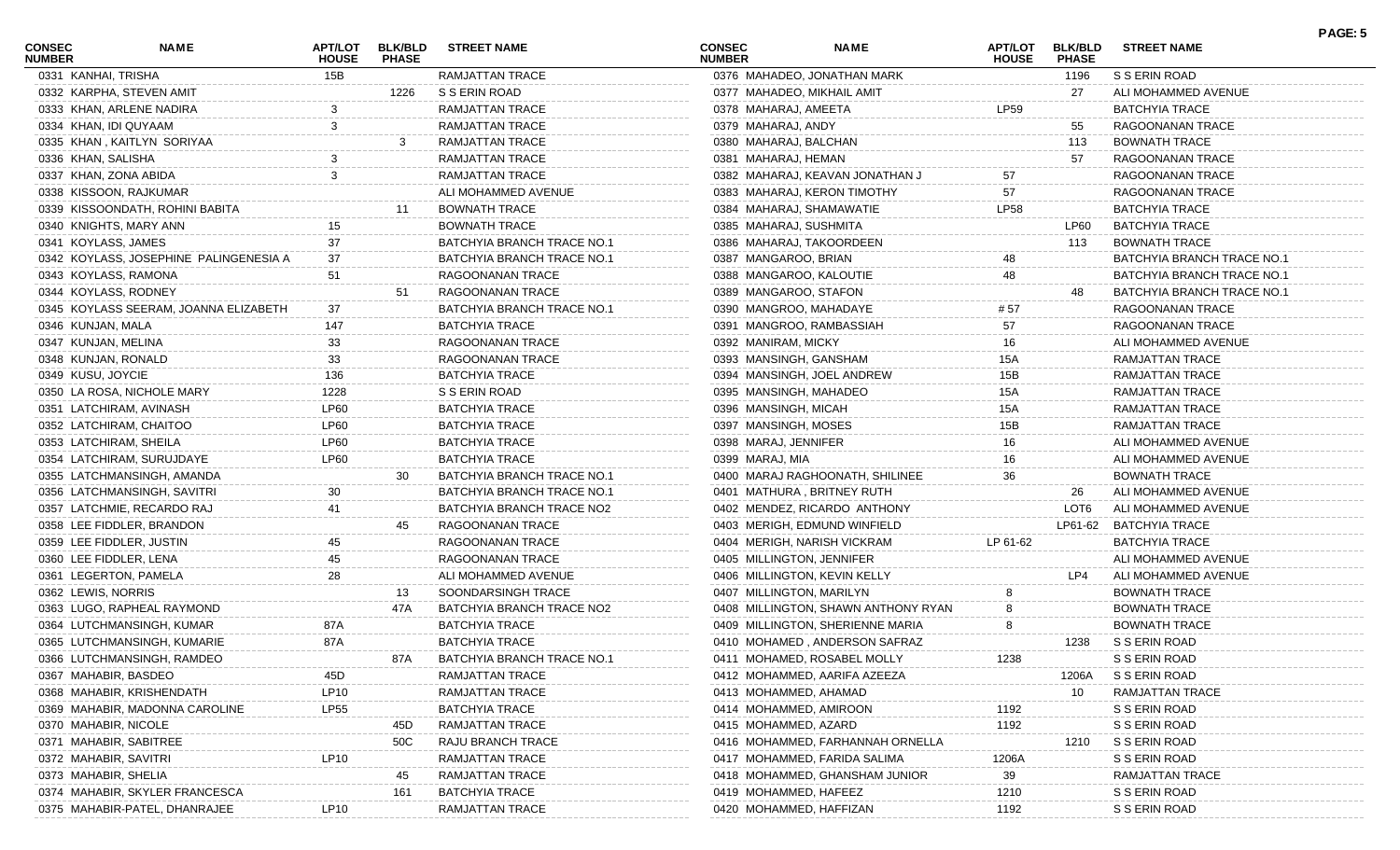| CONSEC NUMBER | NAME | APT/LOT HOUSE | BLK/BLD PHASE | STREET NAME |
|---|---|---|---|---|
| 0331 | KANHAI, TRISHA | 15B | | RAMJATTAN TRACE |
| 0332 | KARPHA, STEVEN AMIT | | 1226 | S S ERIN ROAD |
| 0333 | KHAN, ARLENE NADIRA | 3 | | RAMJATTAN TRACE |
| 0334 | KHAN, IDI QUYAAM | 3 | | RAMJATTAN TRACE |
| 0335 | KHAN , KAITLYN SORIYAA | | 3 | RAMJATTAN TRACE |
| 0336 | KHAN, SALISHA | 3 | | RAMJATTAN TRACE |
| 0337 | KHAN, ZONA ABIDA | 3 | | RAMJATTAN TRACE |
| 0338 | KISSOON, RAJKUMAR | | | ALI MOHAMMED AVENUE |
| 0339 | KISSOONDATH, ROHINI BABITA | | 11 | BOWNATH TRACE |
| 0340 | KNIGHTS, MARY ANN | 15 | | BOWNATH TRACE |
| 0341 | KOYLASS, JAMES | 37 | | BATCHYIA BRANCH TRACE NO.1 |
| 0342 | KOYLASS, JOSEPHINE PALINGENESIA A | 37 | | BATCHYIA BRANCH TRACE NO.1 |
| 0343 | KOYLASS, RAMONA | 51 | | RAGOONANAN TRACE |
| 0344 | KOYLASS, RODNEY | | 51 | RAGOONANAN TRACE |
| 0345 | KOYLASS SEERAM, JOANNA ELIZABETH | 37 | | BATCHYIA BRANCH TRACE NO.1 |
| 0346 | KUNJAN, MALA | 147 | | BATCHYIA TRACE |
| 0347 | KUNJAN, MELINA | 33 | | RAGOONANAN TRACE |
| 0348 | KUNJAN, RONALD | 33 | | RAGOONANAN TRACE |
| 0349 | KUSU, JOYCIE | 136 | | BATCHYIA TRACE |
| 0350 | LA ROSA, NICHOLE MARY | 1228 | | S S ERIN ROAD |
| 0351 | LATCHIRAM, AVINASH | LP60 | | BATCHYIA TRACE |
| 0352 | LATCHIRAM, CHAITOO | LP60 | | BATCHYIA TRACE |
| 0353 | LATCHIRAM, SHEILA | LP60 | | BATCHYIA TRACE |
| 0354 | LATCHIRAM, SURUJDAYE | LP60 | | BATCHYIA TRACE |
| 0355 | LATCHMANSINGH, AMANDA | | 30 | BATCHYIA BRANCH TRACE NO.1 |
| 0356 | LATCHMANSINGH, SAVITRI | 30 | | BATCHYIA BRANCH TRACE NO.1 |
| 0357 | LATCHMIE, RECARDO RAJ | 41 | | BATCHYIA BRANCH TRACE NO2 |
| 0358 | LEE FIDDLER, BRANDON | | 45 | RAGOONANAN TRACE |
| 0359 | LEE FIDDLER, JUSTIN | 45 | | RAGOONANAN TRACE |
| 0360 | LEE FIDDLER, LENA | 45 | | RAGOONANAN TRACE |
| 0361 | LEGERTON, PAMELA | 28 | | ALI MOHAMMED AVENUE |
| 0362 | LEWIS, NORRIS | | 13 | SOONDARSINGH TRACE |
| 0363 | LUGO, RAPHEAL RAYMOND | | 47A | BATCHYIA BRANCH TRACE NO2 |
| 0364 | LUTCHMANSINGH, KUMAR | 87A | | BATCHYIA TRACE |
| 0365 | LUTCHMANSINGH, KUMARIE | 87A | | BATCHYIA TRACE |
| 0366 | LUTCHMANSINGH, RAMDEO | | 87A | BATCHYIA BRANCH TRACE NO.1 |
| 0367 | MAHABIR, BASDEO | 45D | | RAMJATTAN TRACE |
| 0368 | MAHABIR, KRISHENDATH | LP10 | | RAMJATTAN TRACE |
| 0369 | MAHABIR, MADONNA CAROLINE | LP55 | | BATCHYIA TRACE |
| 0370 | MAHABIR, NICOLE | | 45D | RAMJATTAN TRACE |
| 0371 | MAHABIR, SABITREE | | 50C | RAJU BRANCH TRACE |
| 0372 | MAHABIR, SAVITRI | LP10 | | RAMJATTAN TRACE |
| 0373 | MAHABIR, SHELIA | | 45 | RAMJATTAN TRACE |
| 0374 | MAHABIR, SKYLER FRANCESCA | | 161 | BATCHYIA TRACE |
| 0375 | MAHABIR-PATEL, DHANRAJEE | LP10 | | RAMJATTAN TRACE |
| 0376 | MAHADEO, JONATHAN MARK | | 1196 | S S ERIN ROAD |
| 0377 | MAHADEO, MIKHAIL AMIT | | 27 | ALI MOHAMMED AVENUE |
| 0378 | MAHARAJ, AMEETA | LP59 | | BATCHYIA TRACE |
| 0379 | MAHARAJ, ANDY | | 55 | RAGOONANAN TRACE |
| 0380 | MAHARAJ, BALCHAN | | 113 | BOWNATH TRACE |
| 0381 | MAHARAJ, HEMAN | | 57 | RAGOONANAN TRACE |
| 0382 | MAHARAJ, KEAVAN JONATHAN J | 57 | | RAGOONANAN TRACE |
| 0383 | MAHARAJ, KERON TIMOTHY | 57 | | RAGOONANAN TRACE |
| 0384 | MAHARAJ, SHAMAWATIE | LP58 | | BATCHYIA TRACE |
| 0385 | MAHARAJ, SUSHMITA | | LP60 | BATCHYIA TRACE |
| 0386 | MAHARAJ, TAKOORDEEN | | 113 | BOWNATH TRACE |
| 0387 | MANGAROO, BRIAN | 48 | | BATCHYIA BRANCH TRACE NO.1 |
| 0388 | MANGAROO, KALOUTIE | 48 | | BATCHYIA BRANCH TRACE NO.1 |
| 0389 | MANGAROO, STAFON | | 48 | BATCHYIA BRANCH TRACE NO.1 |
| 0390 | MANGROO, MAHADAYE | # 57 | | RAGOONANAN TRACE |
| 0391 | MANGROO, RAMBASSIAH | 57 | | RAGOONANAN TRACE |
| 0392 | MANIRAM, MICKY | 16 | | ALI MOHAMMED AVENUE |
| 0393 | MANSINGH, GANSHAM | 15A | | RAMJATTAN TRACE |
| 0394 | MANSINGH, JOEL ANDREW | 15B | | RAMJATTAN TRACE |
| 0395 | MANSINGH, MAHADEO | 15A | | RAMJATTAN TRACE |
| 0396 | MANSINGH, MICAH | 15A | | RAMJATTAN TRACE |
| 0397 | MANSINGH, MOSES | 15B | | RAMJATTAN TRACE |
| 0398 | MARAJ, JENNIFER | 16 | | ALI MOHAMMED AVENUE |
| 0399 | MARAJ, MIA | 16 | | ALI MOHAMMED AVENUE |
| 0400 | MARAJ RAGHOONATH, SHILINEE | 36 | | BOWNATH TRACE |
| 0401 | MATHURA , BRITNEY RUTH | | 26 | ALI MOHAMMED AVENUE |
| 0402 | MENDEZ, RICARDO ANTHONY | | LOT6 | ALI MOHAMMED AVENUE |
| 0403 | MERIGH, EDMUND WINFIELD | | LP61-62 | BATCHYIA TRACE |
| 0404 | MERIGH, NARISH VICKRAM | LP 61-62 | | BATCHYIA TRACE |
| 0405 | MILLINGTON, JENNIFER | | | ALI MOHAMMED AVENUE |
| 0406 | MILLINGTON, KEVIN KELLY | | LP4 | ALI MOHAMMED AVENUE |
| 0407 | MILLINGTON, MARILYN | 8 | | BOWNATH TRACE |
| 0408 | MILLINGTON, SHAWN ANTHONY RYAN | 8 | | BOWNATH TRACE |
| 0409 | MILLINGTON, SHERIENNE MARIA | 8 | | BOWNATH TRACE |
| 0410 | MOHAMED , ANDERSON SAFRAZ | | 1238 | S S ERIN ROAD |
| 0411 | MOHAMED, ROSABEL MOLLY | 1238 | | S S ERIN ROAD |
| 0412 | MOHAMMED, AARIFA AZEEZA | | 1206A | S S ERIN ROAD |
| 0413 | MOHAMMED, AHAMAD | | 10 | RAMJATTAN TRACE |
| 0414 | MOHAMMED, AMIROON | 1192 | | S S ERIN ROAD |
| 0415 | MOHAMMED, AZARD | 1192 | | S S ERIN ROAD |
| 0416 | MOHAMMED, FARHANNAH ORNELLA | | 1210 | S S ERIN ROAD |
| 0417 | MOHAMMED, FARIDA SALIMA | 1206A | | S S ERIN ROAD |
| 0418 | MOHAMMED, GHANSHAM JUNIOR | 39 | | RAMJATTAN TRACE |
| 0419 | MOHAMMED, HAFEEZ | 1210 | | S S ERIN ROAD |
| 0420 | MOHAMMED, HAFFIZAN | 1192 | | S S ERIN ROAD |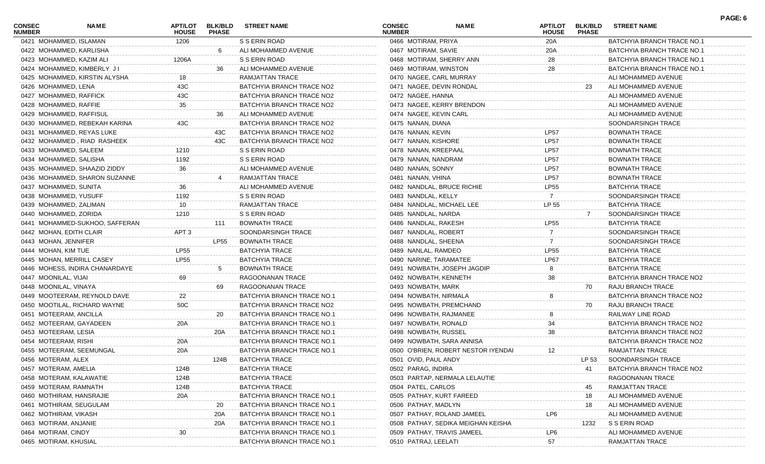| CONSEC NUMBER | NAME | APT/LOT HOUSE | BLK/BLD PHASE | STREET NAME |
|---|---|---|---|---|
| 0421 | MOHAMMED, ISLAMAN | 1206 | | S S ERIN ROAD |
| 0422 | MOHAMMED, KARLISHA | | 6 | ALI MOHAMMED AVENUE |
| 0423 | MOHAMMED, KAZIM ALI | 1206A | | S S ERIN ROAD |
| 0424 | MOHAMMED, KIMBERLY J I | | 36 | ALI MOHAMMED AVENUE |
| 0425 | MOHAMMED, KIRSTIN ALYSHA | 18 | | RAMJATTAN TRACE |
| 0426 | MOHAMMED, LENA | 43C | | BATCHYIA BRANCH TRACE NO2 |
| 0427 | MOHAMMED, RAFFICK | 43C | | BATCHYIA BRANCH TRACE NO2 |
| 0428 | MOHAMMED, RAFFIE | 35 | | BATCHYIA BRANCH TRACE NO2 |
| 0429 | MOHAMMED, RAFFISUL | | 36 | ALI MOHAMMED AVENUE |
| 0430 | MOHAMMED, REBEKAH KARINA | 43C | | BATCHYIA BRANCH TRACE NO2 |
| 0431 | MOHAMMED, REYAS LUKE | | 43C | BATCHYIA BRANCH TRACE NO2 |
| 0432 | MOHAMMED , RIAD RASHEEK | | 43C | BATCHYIA BRANCH TRACE NO2 |
| 0433 | MOHAMMED, SALEEM | 1210 | | S S ERIN ROAD |
| 0434 | MOHAMMED, SALISHA | 1192 | | S S ERIN ROAD |
| 0435 | MOHAMMED, SHAAZID ZIDDY | 36 | | ALI MOHAMMED AVENUE |
| 0436 | MOHAMMED, SHARON SUZANNE | | 4 | RAMJATTAN TRACE |
| 0437 | MOHAMMED, SUNITA | 36 | | ALI MOHAMMED AVENUE |
| 0438 | MOHAMMED, YUSUFF | 1192 | | S S ERIN ROAD |
| 0439 | MOHAMMED, ZALIMAN | 10 | | RAMJATTAN TRACE |
| 0440 | MOHAMMED, ZORIDA | 1210 | | S S ERIN ROAD |
| 0441 | MOHAMMED-SUKHOO, SAFFERAN | | 111 | BOWNATH TRACE |
| 0442 | MOHAN, EDITH CLAIR | APT 3 | | SOONDARSINGH TRACE |
| 0443 | MOHAN, JENNIFER | | LP55 | BOWNATH TRACE |
| 0444 | MOHAN, KIM TUE | LP55 | | BATCHYIA TRACE |
| 0445 | MOHAN, MERRILL CASEY | LP55 | | BATCHYIA TRACE |
| 0446 | MOHESS, INDIRA CHANARDAYE | | 5 | BOWNATH TRACE |
| 0447 | MOONILAL, VIJAI | 69 | | RAGOONANAN TRACE |
| 0448 | MOONILAL, VINAYA | | 69 | RAGOONANAN TRACE |
| 0449 | MOOTEERAM, REYNOLD DAVE | 22 | | BATCHYIA BRANCH TRACE NO.1 |
| 0450 | MOOTILAL, RICHARD WAYNE | 50C | | BATCHYIA BRANCH TRACE NO2 |
| 0451 | MOTEERAM, ANCILLA | | 20 | BATCHYIA BRANCH TRACE NO.1 |
| 0452 | MOTEERAM, GAYADEEN | 20A | | BATCHYIA BRANCH TRACE NO.1 |
| 0453 | MOTEERAM, LESIA | | 20A | BATCHYIA BRANCH TRACE NO.1 |
| 0454 | MOTEERAM, RISHI | 20A | | BATCHYIA BRANCH TRACE NO.1 |
| 0455 | MOTEERAM, SEEMUNGAL | 20A | | BATCHYIA BRANCH TRACE NO.1 |
| 0456 | MOTERAM, ALEX | | 124B | BATCHYIA TRACE |
| 0457 | MOTERAM, AMELIA | 124B | | BATCHYIA TRACE |
| 0458 | MOTERAM, KALAWATIE | 124B | | BATCHYIA TRACE |
| 0459 | MOTERAM, RAMNATH | 124B | | BATCHYIA TRACE |
| 0460 | MOTHIRAM, HANSRAJIE | 20A | | BATCHYIA BRANCH TRACE NO.1 |
| 0461 | MOTHIRAM, SEUGULAM | | 20 | BATCHYIA BRANCH TRACE NO.1 |
| 0462 | MOTHIRAM, VIKASH | | 20A | BATCHYIA BRANCH TRACE NO.1 |
| 0463 | MOTIRAM, ANJANIE | | 20A | BATCHYIA BRANCH TRACE NO.1 |
| 0464 | MOTIRAM, CINDY | 30 | | BATCHYIA BRANCH TRACE NO.1 |
| 0465 | MOTIRAM, KHUSIAL | | | BATCHYIA BRANCH TRACE NO.1 |
| 0466 | MOTIRAM, PRIYA | 20A | | BATCHYIA BRANCH TRACE NO.1 |
| 0467 | MOTIRAM, SAVIE | 20A | | BATCHYIA BRANCH TRACE NO.1 |
| 0468 | MOTIRAM, SHERRY ANN | 28 | | BATCHYIA BRANCH TRACE NO.1 |
| 0469 | MOTIRAM, WINSTON | 28 | | BATCHYIA BRANCH TRACE NO.1 |
| 0470 | NAGEE, CARL MURRAY | | | ALI MOHAMMED AVENUE |
| 0471 | NAGEE, DEVIN RONDAL | | 23 | ALI MOHAMMED AVENUE |
| 0472 | NAGEE, HANNA | | | ALI MOHAMMED AVENUE |
| 0473 | NAGEE, KERRY BRENDON | | | ALI MOHAMMED AVENUE |
| 0474 | NAGEE, KEVIN CARL | | | ALI MOHAMMED AVENUE |
| 0475 | NANAN, DIANA | | | SOONDARSINGH TRACE |
| 0476 | NANAN, KEVIN | LP57 | | BOWNATH TRACE |
| 0477 | NANAN, KISHORE | LP57 | | BOWNATH TRACE |
| 0478 | NANAN, KREEPAAL | LP57 | | BOWNATH TRACE |
| 0479 | NANAN, NANDRAM | LP57 | | BOWNATH TRACE |
| 0480 | NANAN, SONNY | LP57 | | BOWNATH TRACE |
| 0481 | NANAN, VHINA | LP57 | | BOWNATH TRACE |
| 0482 | NANDLAL, BRUCE RICHIE | LP55 | | BATCHYIA TRACE |
| 0483 | NANDLAL, KELLY | 7 | | SOONDARSINGH TRACE |
| 0484 | NANDLAL, MICHAEL LEE | LP 55 | | BATCHYIA TRACE |
| 0485 | NANDLAL, NARDA | | 7 | SOONDARSINGH TRACE |
| 0486 | NANDLAL, RAKESH | LP55 | | BATCHYIA TRACE |
| 0487 | NANDLAL, ROBERT | 7 | | SOONDARSINGH TRACE |
| 0488 | NANDLAL, SHEENA | 7 | | SOONDARSINGH TRACE |
| 0489 | NANLAL, RAMDEO | LP55 | | BATCHYIA TRACE |
| 0490 | NARINE, TARAMATEE | LP67 | | BATCHYIA TRACE |
| 0491 | NOWBATH, JOSEPH JAGDIP | 8 | | BATCHYIA TRACE |
| 0492 | NOWBATH, KENNETH | 38 | | BATCHYIA BRANCH TRACE NO2 |
| 0493 | NOWBATH, MARK | | 70 | RAJU BRANCH TRACE |
| 0494 | NOWBATH, NIRMALA | 8 | | BATCHYIA BRANCH TRACE NO2 |
| 0495 | NOWBATH, PREMCHAND | | 70 | RAJU BRANCH TRACE |
| 0496 | NOWBATH, RAJMANEE | 8 | | RAILWAY LINE ROAD |
| 0497 | NOWBATH, RONALD | 34 | | BATCHYIA BRANCH TRACE NO2 |
| 0498 | NOWBATH, RUSSEL | 38 | | BATCHYIA BRANCH TRACE NO2 |
| 0499 | NOWBATH, SARA ANNISA | | | BATCHYIA BRANCH TRACE NO2 |
| 0500 | O'BRIEN, ROBERT NESTOR IYENDAI | 12 | | RAMJATTAN TRACE |
| 0501 | OVID, PAUL ANDY | | LP 53 | SOONDARSINGH TRACE |
| 0502 | PARAG, INDIRA | | 41 | BATCHYIA BRANCH TRACE NO2 |
| 0503 | PARTAP, NERMALA LELAUTIE | | | RAGOONANAN TRACE |
| 0504 | PATEL, CARLOS | | 45 | RAMJATTAN TRACE |
| 0505 | PATHAY, KURT FAREED | | 18 | ALI MOHAMMED AVENUE |
| 0506 | PATHAY, MADLYN | | 18 | ALI MOHAMMED AVENUE |
| 0507 | PATHAY, ROLAND JAMEEL | LP6 | | ALI MOHAMMED AVENUE |
| 0508 | PATHAY, SEDIKA MEIGHAN KEISHA | | 1232 | S S ERIN ROAD |
| 0509 | PATHAY, TRAVIS JAMEEL | LP6 | | ALI MOHAMMED AVENUE |
| 0510 | PATRAJ, LEELATI | 57 | | RAMJATTAN TRACE |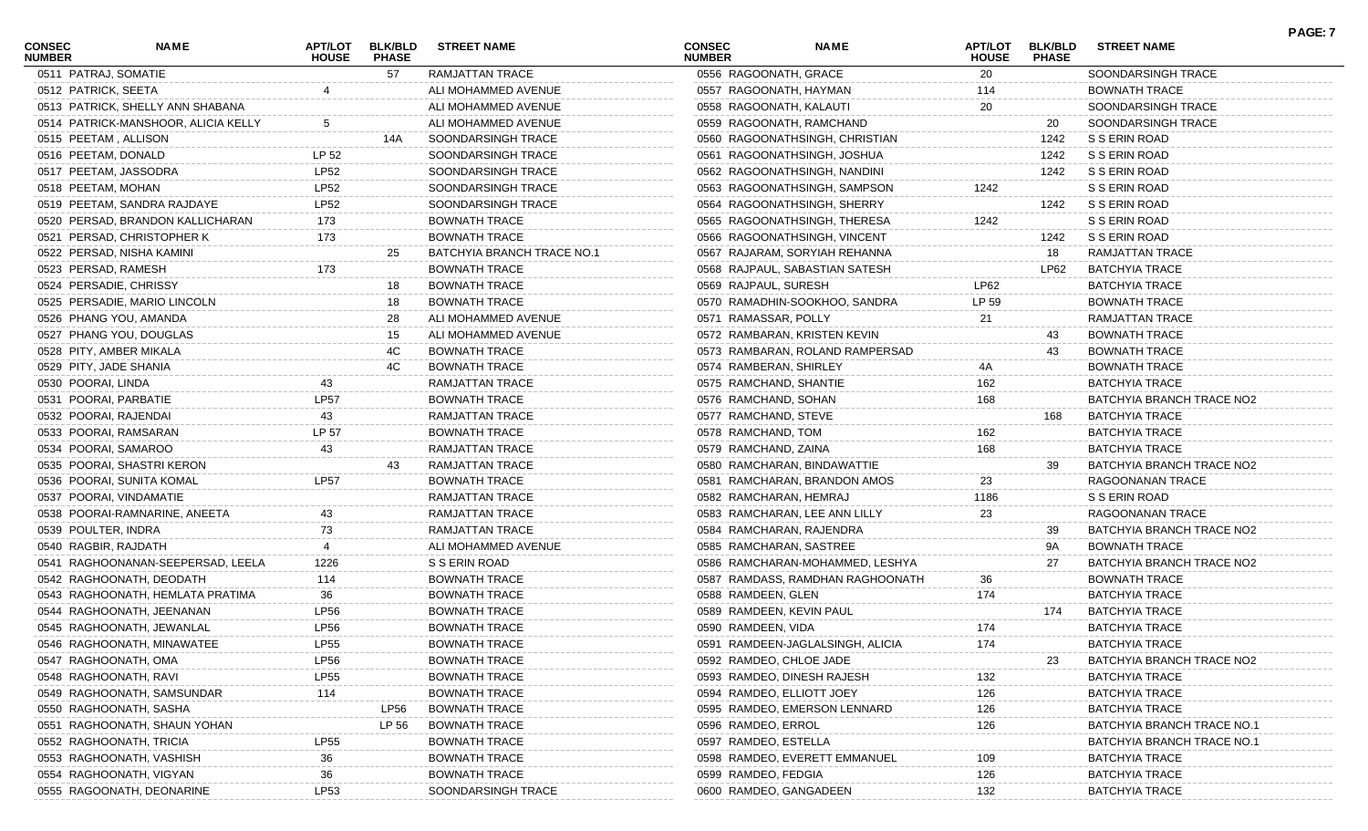| CONSEC NUMBER | NAME | APT/LOT HOUSE | BLK/BLD PHASE | STREET NAME |
|---|---|---|---|---|
| 0511 | PATRAJ, SOMATIE | | 57 | RAMJATTAN TRACE |
| 0512 | PATRICK, SEETA | 4 | | ALI MOHAMMED AVENUE |
| 0513 | PATRICK, SHELLY ANN SHABANA | | | ALI MOHAMMED AVENUE |
| 0514 | PATRICK-MANSHOOR, ALICIA KELLY | 5 | | ALI MOHAMMED AVENUE |
| 0515 | PEETAM , ALLISON | | 14A | SOONDARSINGH TRACE |
| 0516 | PEETAM, DONALD | LP 52 | | SOONDARSINGH TRACE |
| 0517 | PEETAM, JASSODRA | LP52 | | SOONDARSINGH TRACE |
| 0518 | PEETAM, MOHAN | LP52 | | SOONDARSINGH TRACE |
| 0519 | PEETAM, SANDRA RAJDAYE | LP52 | | SOONDARSINGH TRACE |
| 0520 | PERSAD, BRANDON KALLICHARAN | 173 | | BOWNATH TRACE |
| 0521 | PERSAD, CHRISTOPHER K | 173 | | BOWNATH TRACE |
| 0522 | PERSAD, NISHA KAMINI | | 25 | BATCHYIA BRANCH TRACE NO.1 |
| 0523 | PERSAD, RAMESH | 173 | | BOWNATH TRACE |
| 0524 | PERSADIE, CHRISSY | | 18 | BOWNATH TRACE |
| 0525 | PERSADIE, MARIO LINCOLN | | 18 | BOWNATH TRACE |
| 0526 | PHANG YOU, AMANDA | | 28 | ALI MOHAMMED AVENUE |
| 0527 | PHANG YOU, DOUGLAS | | 15 | ALI MOHAMMED AVENUE |
| 0528 | PITY, AMBER MIKALA | | 4C | BOWNATH TRACE |
| 0529 | PITY, JADE SHANIA | | 4C | BOWNATH TRACE |
| 0530 | POORAI, LINDA | 43 | | RAMJATTAN TRACE |
| 0531 | POORAI, PARBATIE | LP57 | | BOWNATH TRACE |
| 0532 | POORAI, RAJENDAI | 43 | | RAMJATTAN TRACE |
| 0533 | POORAI, RAMSARAN | LP 57 | | BOWNATH TRACE |
| 0534 | POORAI, SAMAROO | 43 | | RAMJATTAN TRACE |
| 0535 | POORAI, SHASTRI KERON | | 43 | RAMJATTAN TRACE |
| 0536 | POORAI, SUNITA KOMAL | LP57 | | BOWNATH TRACE |
| 0537 | POORAI, VINDAMATIE | | | RAMJATTAN TRACE |
| 0538 | POORAI-RAMNARINE, ANEETA | 43 | | RAMJATTAN TRACE |
| 0539 | POULTER, INDRA | 73 | | RAMJATTAN TRACE |
| 0540 | RAGBIR, RAJDATH | 4 | | ALI MOHAMMED AVENUE |
| 0541 | RAGHOONANAN-SEEPERSAD, LEELA | 1226 | | S S ERIN ROAD |
| 0542 | RAGHOONATH, DEODATH | 114 | | BOWNATH TRACE |
| 0543 | RAGHOONATH, HEMLATA PRATIMA | 36 | | BOWNATH TRACE |
| 0544 | RAGHOONATH, JEENANAN | LP56 | | BOWNATH TRACE |
| 0545 | RAGHOONATH, JEWANLAL | LP56 | | BOWNATH TRACE |
| 0546 | RAGHOONATH, MINAWATEE | LP55 | | BOWNATH TRACE |
| 0547 | RAGHOONATH, OMA | LP56 | | BOWNATH TRACE |
| 0548 | RAGHOONATH, RAVI | LP55 | | BOWNATH TRACE |
| 0549 | RAGHOONATH, SAMSUNDAR | 114 | | BOWNATH TRACE |
| 0550 | RAGHOONATH, SASHA | | LP56 | BOWNATH TRACE |
| 0551 | RAGHOONATH, SHAUN YOHAN | | LP 56 | BOWNATH TRACE |
| 0552 | RAGHOONATH, TRICIA | LP55 | | BOWNATH TRACE |
| 0553 | RAGHOONATH, VASHISH | 36 | | BOWNATH TRACE |
| 0554 | RAGHOONATH, VIGYAN | 36 | | BOWNATH TRACE |
| 0555 | RAGOONATH, DEONARINE | LP53 | | SOONDARSINGH TRACE |
| 0556 | RAGOONATH, GRACE | 20 | | SOONDARSINGH TRACE |
| 0557 | RAGOONATH, HAYMAN | 114 | | BOWNATH TRACE |
| 0558 | RAGOONATH, KALAUTI | 20 | | SOONDARSINGH TRACE |
| 0559 | RAGOONATH, RAMCHAND | | 20 | SOONDARSINGH TRACE |
| 0560 | RAGOONATHSINGH, CHRISTIAN | | 1242 | S S ERIN ROAD |
| 0561 | RAGOONATHSINGH, JOSHUA | | 1242 | S S ERIN ROAD |
| 0562 | RAGOONATHSINGH, NANDINI | | 1242 | S S ERIN ROAD |
| 0563 | RAGOONATHSINGH, SAMPSON | 1242 | | S S ERIN ROAD |
| 0564 | RAGOONATHSINGH, SHERRY | | 1242 | S S ERIN ROAD |
| 0565 | RAGOONATHSINGH, THERESA | 1242 | | S S ERIN ROAD |
| 0566 | RAGOONATHSINGH, VINCENT | | 1242 | S S ERIN ROAD |
| 0567 | RAJARAM, SORYIAH REHANNA | | 18 | RAMJATTAN TRACE |
| 0568 | RAJPAUL, SABASTIAN SATESH | | LP62 | BATCHYIA TRACE |
| 0569 | RAJPAUL, SURESH | LP62 | | BATCHYIA TRACE |
| 0570 | RAMADHIN-SOOKHOO, SANDRA | LP 59 | | BOWNATH TRACE |
| 0571 | RAMASSAR, POLLY | 21 | | RAMJATTAN TRACE |
| 0572 | RAMBARAN, KRISTEN KEVIN | | 43 | BOWNATH TRACE |
| 0573 | RAMBARAN, ROLAND RAMPERSAD | | 43 | BOWNATH TRACE |
| 0574 | RAMBERAN, SHIRLEY | 4A | | BOWNATH TRACE |
| 0575 | RAMCHAND, SHANTIE | 162 | | BATCHYIA TRACE |
| 0576 | RAMCHAND, SOHAN | 168 | | BATCHYIA BRANCH TRACE NO2 |
| 0577 | RAMCHAND, STEVE | | 168 | BATCHYIA TRACE |
| 0578 | RAMCHAND, TOM | 162 | | BATCHYIA TRACE |
| 0579 | RAMCHAND, ZAINA | 168 | | BATCHYIA TRACE |
| 0580 | RAMCHARAN, BINDAWATTIE | | 39 | BATCHYIA BRANCH TRACE NO2 |
| 0581 | RAMCHARAN, BRANDON AMOS | 23 | | RAGOONANAN TRACE |
| 0582 | RAMCHARAN, HEMRAJ | 1186 | | S S ERIN ROAD |
| 0583 | RAMCHARAN, LEE ANN LILLY | 23 | | RAGOONANAN TRACE |
| 0584 | RAMCHARAN, RAJENDRA | | 39 | BATCHYIA BRANCH TRACE NO2 |
| 0585 | RAMCHARAN, SASTREE | | 9A | BOWNATH TRACE |
| 0586 | RAMCHARAN-MOHAMMED, LESHYA | | 27 | BATCHYIA BRANCH TRACE NO2 |
| 0587 | RAMDASS, RAMDHAN RAGHOONATH | 36 | | BOWNATH TRACE |
| 0588 | RAMDEEN, GLEN | 174 | | BATCHYIA TRACE |
| 0589 | RAMDEEN, KEVIN PAUL | | 174 | BATCHYIA TRACE |
| 0590 | RAMDEEN, VIDA | 174 | | BATCHYIA TRACE |
| 0591 | RAMDEEN-JAGLALSINGH, ALICIA | 174 | | BATCHYIA TRACE |
| 0592 | RAMDEO, CHLOE JADE | | 23 | BATCHYIA BRANCH TRACE NO2 |
| 0593 | RAMDEO, DINESH RAJESH | 132 | | BATCHYIA TRACE |
| 0594 | RAMDEO, ELLIOTT JOEY | 126 | | BATCHYIA TRACE |
| 0595 | RAMDEO, EMERSON LENNARD | 126 | | BATCHYIA TRACE |
| 0596 | RAMDEO, ERROL | 126 | | BATCHYIA BRANCH TRACE NO.1 |
| 0597 | RAMDEO, ESTELLA | | | BATCHYIA BRANCH TRACE NO.1 |
| 0598 | RAMDEO, EVERETT EMMANUEL | 109 | | BATCHYIA TRACE |
| 0599 | RAMDEO, FEDGIA | 126 | | BATCHYIA TRACE |
| 0600 | RAMDEO, GANGADEEN | 132 | | BATCHYIA TRACE |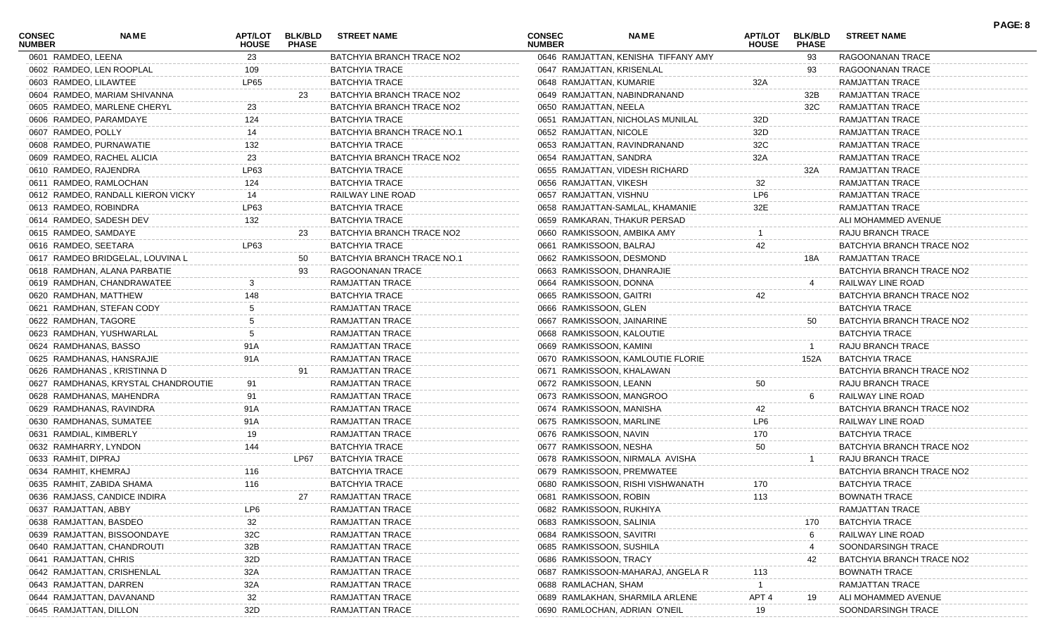| CONSEC NUMBER | NAME | APT/LOT HOUSE | BLK/BLD PHASE | STREET NAME |
|---|---|---|---|---|
| 0601 | RAMDEO, LEENA | 23 | | BATCHYIA BRANCH TRACE NO2 |
| 0602 | RAMDEO, LEN ROOPLAL | 109 | | BATCHYIA TRACE |
| 0603 | RAMDEO, LILAWTEE | LP65 | | BATCHYIA TRACE |
| 0604 | RAMDEO, MARIAM SHIVANNA | | 23 | BATCHYIA BRANCH TRACE NO2 |
| 0605 | RAMDEO, MARLENE CHERYL | 23 | | BATCHYIA BRANCH TRACE NO2 |
| 0606 | RAMDEO, PARAMDAYE | 124 | | BATCHYIA TRACE |
| 0607 | RAMDEO, POLLY | 14 | | BATCHYIA BRANCH TRACE NO.1 |
| 0608 | RAMDEO, PURNAWATIE | 132 | | BATCHYIA TRACE |
| 0609 | RAMDEO, RACHEL ALICIA | 23 | | BATCHYIA BRANCH TRACE NO2 |
| 0610 | RAMDEO, RAJENDRA | LP63 | | BATCHYIA TRACE |
| 0611 | RAMDEO, RAMLOCHAN | 124 | | BATCHYIA TRACE |
| 0612 | RAMDEO, RANDALL KIERON VICKY | 14 | | RAILWAY LINE ROAD |
| 0613 | RAMDEO, ROBINDRA | LP63 | | BATCHYIA TRACE |
| 0614 | RAMDEO, SADESH DEV | 132 | | BATCHYIA TRACE |
| 0615 | RAMDEO, SAMDAYE | | 23 | BATCHYIA BRANCH TRACE NO2 |
| 0616 | RAMDEO, SEETARA | LP63 | | BATCHYIA TRACE |
| 0617 | RAMDEO BRIDGELAL, LOUVINA L | | 50 | BATCHYIA BRANCH TRACE NO.1 |
| 0618 | RAMDHAN, ALANA PARBATIE | | 93 | RAGOONANAN TRACE |
| 0619 | RAMDHAN, CHANDRAWATEE | 3 | | RAMJATTAN TRACE |
| 0620 | RAMDHAN, MATTHEW | 148 | | BATCHYIA TRACE |
| 0621 | RAMDHAN, STEFAN CODY | 5 | | RAMJATTAN TRACE |
| 0622 | RAMDHAN, TAGORE | 5 | | RAMJATTAN TRACE |
| 0623 | RAMDHAN, YUSHWARLAL | 5 | | RAMJATTAN TRACE |
| 0624 | RAMDHANAS, BASSO | 91A | | RAMJATTAN TRACE |
| 0625 | RAMDHANAS, HANSRAJIE | 91A | | RAMJATTAN TRACE |
| 0626 | RAMDHANAS , KRISTINNA D | | 91 | RAMJATTAN TRACE |
| 0627 | RAMDHANAS, KRYSTAL CHANDROUTIE | 91 | | RAMJATTAN TRACE |
| 0628 | RAMDHANAS, MAHENDRA | 91 | | RAMJATTAN TRACE |
| 0629 | RAMDHANAS, RAVINDRA | 91A | | RAMJATTAN TRACE |
| 0630 | RAMDHANAS, SUMATEE | 91A | | RAMJATTAN TRACE |
| 0631 | RAMDIAL, KIMBERLY | 19 | | RAMJATTAN TRACE |
| 0632 | RAMHARRY, LYNDON | 144 | | BATCHYIA TRACE |
| 0633 | RAMHIT, DIPRAJ | | LP67 | BATCHYIA TRACE |
| 0634 | RAMHIT, KHEMRAJ | 116 | | BATCHYIA TRACE |
| 0635 | RAMHIT, ZABIDA SHAMA | 116 | | BATCHYIA TRACE |
| 0636 | RAMJASS, CANDICE INDIRA | | 27 | RAMJATTAN TRACE |
| 0637 | RAMJATTAN, ABBY | LP6 | | RAMJATTAN TRACE |
| 0638 | RAMJATTAN, BASDEO | 32 | | RAMJATTAN TRACE |
| 0639 | RAMJATTAN, BISSOONDAYE | 32C | | RAMJATTAN TRACE |
| 0640 | RAMJATTAN, CHANDROUTI | 32B | | RAMJATTAN TRACE |
| 0641 | RAMJATTAN, CHRIS | 32D | | RAMJATTAN TRACE |
| 0642 | RAMJATTAN, CRISHENLAL | 32A | | RAMJATTAN TRACE |
| 0643 | RAMJATTAN, DARREN | 32A | | RAMJATTAN TRACE |
| 0644 | RAMJATTAN, DAVANAND | 32 | | RAMJATTAN TRACE |
| 0645 | RAMJATTAN, DILLON | 32D | | RAMJATTAN TRACE |
| 0646 | RAMJATTAN, KENISHA TIFFANY AMY | | 93 | RAGOONANAN TRACE |
| 0647 | RAMJATTAN, KRISENLAL | | 93 | RAGOONANAN TRACE |
| 0648 | RAMJATTAN, KUMARIE | 32A | | RAMJATTAN TRACE |
| 0649 | RAMJATTAN, NABINDRANAND | | 32B | RAMJATTAN TRACE |
| 0650 | RAMJATTAN, NEELA | | 32C | RAMJATTAN TRACE |
| 0651 | RAMJATTAN, NICHOLAS MUNILAL | 32D | | RAMJATTAN TRACE |
| 0652 | RAMJATTAN, NICOLE | 32D | | RAMJATTAN TRACE |
| 0653 | RAMJATTAN, RAVINDRANAND | 32C | | RAMJATTAN TRACE |
| 0654 | RAMJATTAN, SANDRA | 32A | | RAMJATTAN TRACE |
| 0655 | RAMJATTAN, VIDESH RICHARD | | 32A | RAMJATTAN TRACE |
| 0656 | RAMJATTAN, VIKESH | 32 | | RAMJATTAN TRACE |
| 0657 | RAMJATTAN, VISHNU | LP6 | | RAMJATTAN TRACE |
| 0658 | RAMJATTAN-SAMLAL, KHAMANIE | 32E | | RAMJATTAN TRACE |
| 0659 | RAMKARAN, THAKUR PERSAD | | | ALI MOHAMMED AVENUE |
| 0660 | RAMKISSOON, AMBIKA AMY | 1 | | RAJU BRANCH TRACE |
| 0661 | RAMKISSOON, BALRAJ | 42 | | BATCHYIA BRANCH TRACE NO2 |
| 0662 | RAMKISSOON, DESMOND | | 18A | RAMJATTAN TRACE |
| 0663 | RAMKISSOON, DHANRAJIE | | | BATCHYIA BRANCH TRACE NO2 |
| 0664 | RAMKISSOON, DONNA | | 4 | RAILWAY LINE ROAD |
| 0665 | RAMKISSOON, GAITRI | 42 | | BATCHYIA BRANCH TRACE NO2 |
| 0666 | RAMKISSOON, GLEN | | | BATCHYIA TRACE |
| 0667 | RAMKISSOON, JAINARINE | | 50 | BATCHYIA BRANCH TRACE NO2 |
| 0668 | RAMKISSOON, KALOUTIE | | | BATCHYIA TRACE |
| 0669 | RAMKISSOON, KAMINI | | 1 | RAJU BRANCH TRACE |
| 0670 | RAMKISSOON, KAMLOUTIE FLORIE | | 152A | BATCHYIA TRACE |
| 0671 | RAMKISSOON, KHALAWAN | | | BATCHYIA BRANCH TRACE NO2 |
| 0672 | RAMKISSOON, LEANN | 50 | | RAJU BRANCH TRACE |
| 0673 | RAMKISSOON, MANGROO | | 6 | RAILWAY LINE ROAD |
| 0674 | RAMKISSOON, MANISHA | 42 | | BATCHYIA BRANCH TRACE NO2 |
| 0675 | RAMKISSOON, MARLINE | LP6 | | RAILWAY LINE ROAD |
| 0676 | RAMKISSOON, NAVIN | 170 | | BATCHYIA TRACE |
| 0677 | RAMKISSOON, NESHA | 50 | | BATCHYIA BRANCH TRACE NO2 |
| 0678 | RAMKISSOON, NIRMALA AVISHA | | 1 | RAJU BRANCH TRACE |
| 0679 | RAMKISSOON, PREMWATEE | | | BATCHYIA BRANCH TRACE NO2 |
| 0680 | RAMKISSOON, RISHI VISHWANATH | 170 | | BATCHYIA TRACE |
| 0681 | RAMKISSOON, ROBIN | 113 | | BOWNATH TRACE |
| 0682 | RAMKISSOON, RUKHIYA | | | RAMJATTAN TRACE |
| 0683 | RAMKISSOON, SALINIA | | 170 | BATCHYIA TRACE |
| 0684 | RAMKISSOON, SAVITRI | | 6 | RAILWAY LINE ROAD |
| 0685 | RAMKISSOON, SUSHILA | | 4 | SOONDARSINGH TRACE |
| 0686 | RAMKISSOON, TRACY | | 42 | BATCHYIA BRANCH TRACE NO2 |
| 0687 | RAMKISSOON-MAHARAJ, ANGELA R | 113 | | BOWNATH TRACE |
| 0688 | RAMLACHAN, SHAM | 1 | | RAMJATTAN TRACE |
| 0689 | RAMLAKHAN, SHARMILA ARLENE | APT 4 | 19 | ALI MOHAMMED AVENUE |
| 0690 | RAMLOCHAN, ADRIAN O'NEIL | 19 | | SOONDARSINGH TRACE |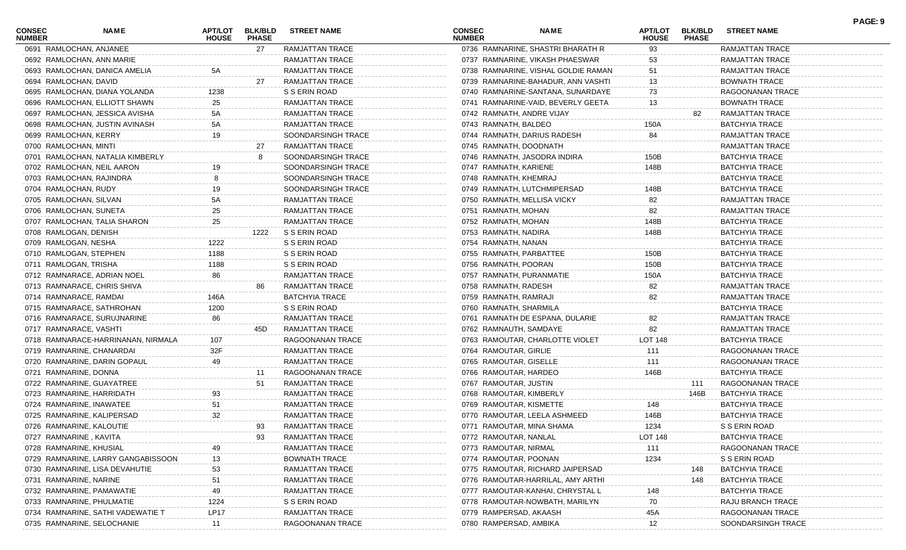| CONSEC NUMBER | NAME | APT/LOT HOUSE | BLK/BLD PHASE | STREET NAME |
|---|---|---|---|---|
| 0691 | RAMLOCHAN, ANJANEE | | 27 | RAMJATTAN TRACE |
| 0692 | RAMLOCHAN, ANN MARIE | | | RAMJATTAN TRACE |
| 0693 | RAMLOCHAN, DANICA AMELIA | 5A | | RAMJATTAN TRACE |
| 0694 | RAMLOCHAN, DAVID | | 27 | RAMJATTAN TRACE |
| 0695 | RAMLOCHAN, DIANA YOLANDA | 1238 | | S S ERIN ROAD |
| 0696 | RAMLOCHAN, ELLIOTT SHAWN | 25 | | RAMJATTAN TRACE |
| 0697 | RAMLOCHAN, JESSICA AVISHA | 5A | | RAMJATTAN TRACE |
| 0698 | RAMLOCHAN, JUSTIN AVINASH | 5A | | RAMJATTAN TRACE |
| 0699 | RAMLOCHAN, KERRY | 19 | | SOONDARSINGH TRACE |
| 0700 | RAMLOCHAN, MINTI | | 27 | RAMJATTAN TRACE |
| 0701 | RAMLOCHAN, NATALIA KIMBERLY | | 8 | SOONDARSINGH TRACE |
| 0702 | RAMLOCHAN, NEIL AARON | 19 | | SOONDARSINGH TRACE |
| 0703 | RAMLOCHAN, RAJINDRA | 8 | | SOONDARSINGH TRACE |
| 0704 | RAMLOCHAN, RUDY | 19 | | SOONDARSINGH TRACE |
| 0705 | RAMLOCHAN, SILVAN | 5A | | RAMJATTAN TRACE |
| 0706 | RAMLOCHAN, SUNETA | 25 | | RAMJATTAN TRACE |
| 0707 | RAMLOCHAN, TALIA SHARON | 25 | | RAMJATTAN TRACE |
| 0708 | RAMLOGAN, DENISH | | 1222 | S S ERIN ROAD |
| 0709 | RAMLOGAN, NESHA | 1222 | | S S ERIN ROAD |
| 0710 | RAMLOGAN, STEPHEN | 1188 | | S S ERIN ROAD |
| 0711 | RAMLOGAN, TRISHA | 1188 | | S S ERIN ROAD |
| 0712 | RAMNARACE, ADRIAN NOEL | 86 | | RAMJATTAN TRACE |
| 0713 | RAMNARACE, CHRIS SHIVA | | 86 | RAMJATTAN TRACE |
| 0714 | RAMNARACE, RAMDAI | 146A | | BATCHYIA TRACE |
| 0715 | RAMNARACE, SATHROHAN | 1200 | | S S ERIN ROAD |
| 0716 | RAMNARACE, SURUJNARINE | 86 | | RAMJATTAN TRACE |
| 0717 | RAMNARACE, VASHTI | | 45D | RAMJATTAN TRACE |
| 0718 | RAMNARACE-HARRINANAN, NIRMALA | 107 | | RAGOONANAN TRACE |
| 0719 | RAMNARINE, CHANARDAI | 32F | | RAMJATTAN TRACE |
| 0720 | RAMNARINE, DARIN GOPAUL | 49 | | RAMJATTAN TRACE |
| 0721 | RAMNARINE, DONNA | | 11 | RAGOONANAN TRACE |
| 0722 | RAMNARINE, GUAYATREE | | 51 | RAMJATTAN TRACE |
| 0723 | RAMNARINE, HARRIDATH | 93 | | RAMJATTAN TRACE |
| 0724 | RAMNARINE, INAWATEE | 51 | | RAMJATTAN TRACE |
| 0725 | RAMNARINE, KALIPERSAD | 32 | | RAMJATTAN TRACE |
| 0726 | RAMNARINE, KALOUTIE | | 93 | RAMJATTAN TRACE |
| 0727 | RAMNARINE , KAVITA | | 93 | RAMJATTAN TRACE |
| 0728 | RAMNARINE, KHUSIAL | 49 | | RAMJATTAN TRACE |
| 0729 | RAMNARINE, LARRY GANGABISSOON | 13 | | BOWNATH TRACE |
| 0730 | RAMNARINE, LISA DEVAHUTIE | 53 | | RAMJATTAN TRACE |
| 0731 | RAMNARINE, NARINE | 51 | | RAMJATTAN TRACE |
| 0732 | RAMNARINE, PAMAWATIE | 49 | | RAMJATTAN TRACE |
| 0733 | RAMNARINE, PHULMATIE | 1224 | | S S ERIN ROAD |
| 0734 | RAMNARINE, SATHI VADEWATIE T | LP17 | | RAMJATTAN TRACE |
| 0735 | RAMNARINE, SELOCHANIE | 11 | | RAGOONANAN TRACE |
| 0736 | RAMNARINE, SHASTRI BHARATH R | 93 | | RAMJATTAN TRACE |
| 0737 | RAMNARINE, VIKASH PHAESWAR | 53 | | RAMJATTAN TRACE |
| 0738 | RAMNARINE, VISHAL GOLDIE RAMAN | 51 | | RAMJATTAN TRACE |
| 0739 | RAMNARINE-BAHADUR, ANN VASHTI | 13 | | BOWNATH TRACE |
| 0740 | RAMNARINE-SANTANA, SUNARDAYE | 73 | | RAGOONANAN TRACE |
| 0741 | RAMNARINE-VAID, BEVERLY GEETA | 13 | | BOWNATH TRACE |
| 0742 | RAMNATH, ANDRE VIJAY | | 82 | RAMJATTAN TRACE |
| 0743 | RAMNATH, BALDEO | 150A | | BATCHYIA TRACE |
| 0744 | RAMNATH, DARIUS RADESH | 84 | | RAMJATTAN TRACE |
| 0745 | RAMNATH, DOODNATH | | | RAMJATTAN TRACE |
| 0746 | RAMNATH, JASODRA INDIRA | 150B | | BATCHYIA TRACE |
| 0747 | RAMNATH, KARIENE | 148B | | BATCHYIA TRACE |
| 0748 | RAMNATH, KHEMRAJ | | | BATCHYIA TRACE |
| 0749 | RAMNATH, LUTCHMIPERSAD | 148B | | BATCHYIA TRACE |
| 0750 | RAMNATH, MELLISA VICKY | 82 | | RAMJATTAN TRACE |
| 0751 | RAMNATH, MOHAN | 82 | | RAMJATTAN TRACE |
| 0752 | RAMNATH, MOHAN | 148B | | BATCHYIA TRACE |
| 0753 | RAMNATH, NADIRA | 148B | | BATCHYIA TRACE |
| 0754 | RAMNATH, NANAN | | | BATCHYIA TRACE |
| 0755 | RAMNATH, PARBATTEE | 150B | | BATCHYIA TRACE |
| 0756 | RAMNATH, POORAN | 150B | | BATCHYIA TRACE |
| 0757 | RAMNATH, PURANMATIE | 150A | | BATCHYIA TRACE |
| 0758 | RAMNATH, RADESH | 82 | | RAMJATTAN TRACE |
| 0759 | RAMNATH, RAMRAJI | 82 | | RAMJATTAN TRACE |
| 0760 | RAMNATH, SHARMILA | | | BATCHYIA TRACE |
| 0761 | RAMNATH DE ESPANA, DULARIE | 82 | | RAMJATTAN TRACE |
| 0762 | RAMNAUTH, SAMDAYE | 82 | | RAMJATTAN TRACE |
| 0763 | RAMOUTAR, CHARLOTTE VIOLET | LOT 148 | | BATCHYIA TRACE |
| 0764 | RAMOUTAR, GIRLIE | 111 | | RAGOONANAN TRACE |
| 0765 | RAMOUTAR, GISELLE | 111 | | RAGOONANAN TRACE |
| 0766 | RAMOUTAR, HARDEO | 146B | | BATCHYIA TRACE |
| 0767 | RAMOUTAR, JUSTIN | | 111 | RAGOONANAN TRACE |
| 0768 | RAMOUTAR, KIMBERLY | | 146B | BATCHYIA TRACE |
| 0769 | RAMOUTAR, KISMETTE | 148 | | BATCHYIA TRACE |
| 0770 | RAMOUTAR, LEELA ASHMEED | 146B | | BATCHYIA TRACE |
| 0771 | RAMOUTAR, MINA SHAMA | 1234 | | S S ERIN ROAD |
| 0772 | RAMOUTAR, NANLAL | LOT 148 | | BATCHYIA TRACE |
| 0773 | RAMOUTAR, NIRMAL | 111 | | RAGOONANAN TRACE |
| 0774 | RAMOUTAR, POONAN | 1234 | | S S ERIN ROAD |
| 0775 | RAMOUTAR, RICHARD JAIPERSAD | | 148 | BATCHYIA TRACE |
| 0776 | RAMOUTAR-HARRILAL, AMY ARTHI | | 148 | BATCHYIA TRACE |
| 0777 | RAMOUTAR-KANHAI, CHRYSTAL L | 148 | | BATCHYIA TRACE |
| 0778 | RAMOUTAR-NOWBATH, MARILYN | 70 | | RAJU BRANCH TRACE |
| 0779 | RAMPERSAD, AKAASH | 45A | | RAGOONANAN TRACE |
| 0780 | RAMPERSAD, AMBIKA | 12 | | SOONDARSINGH TRACE |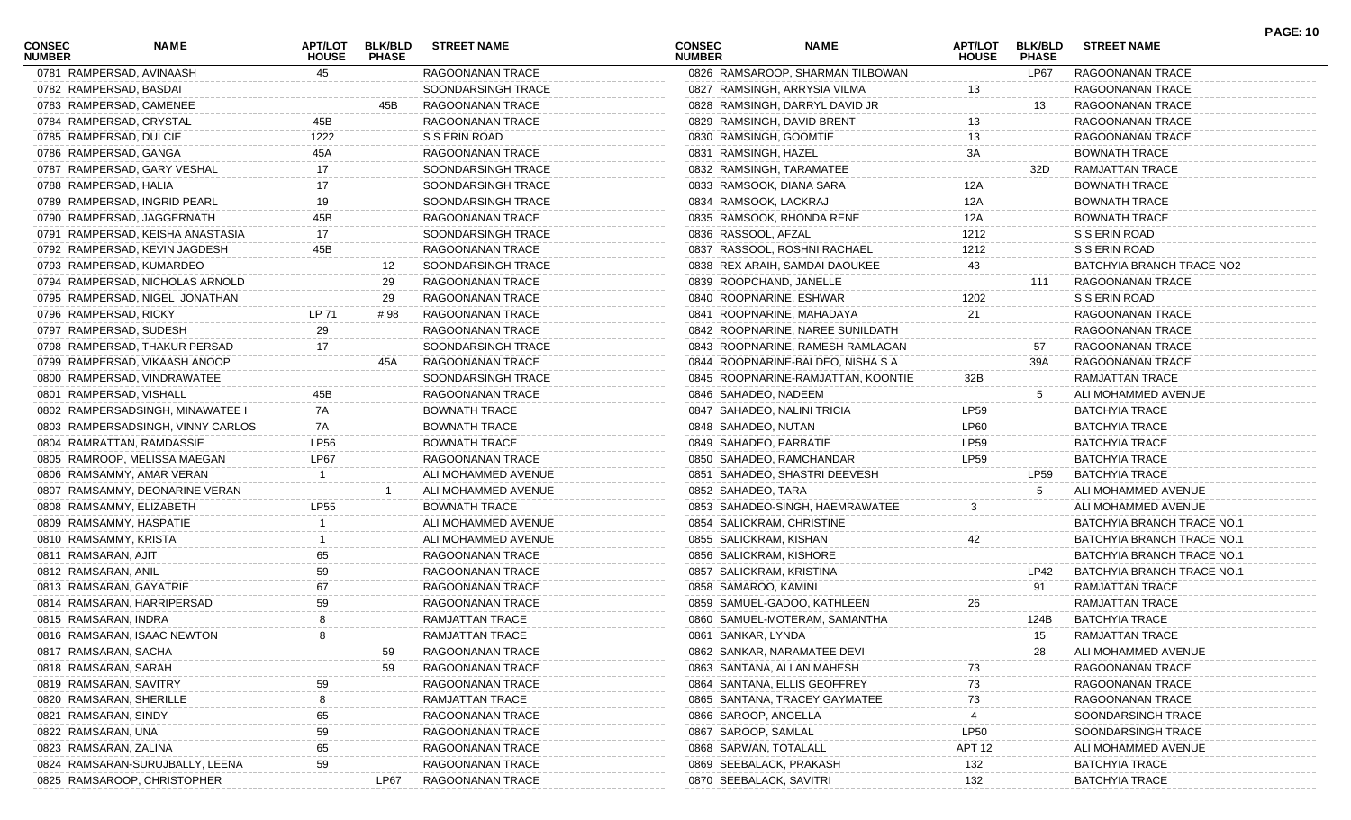| CONSEC NUMBER | NAME | APT/LOT HOUSE | BLK/BLD PHASE | STREET NAME |
|---|---|---|---|---|
| 0781 | RAMPERSAD, AVINAASH | 45 | | RAGOONANAN TRACE |
| 0782 | RAMPERSAD, BASDAI | | | SOONDARSINGH TRACE |
| 0783 | RAMPERSAD, CAMENEE | | 45B | RAGOONANAN TRACE |
| 0784 | RAMPERSAD, CRYSTAL | 45B | | RAGOONANAN TRACE |
| 0785 | RAMPERSAD, DULCIE | 1222 | | S S ERIN ROAD |
| 0786 | RAMPERSAD, GANGA | 45A | | RAGOONANAN TRACE |
| 0787 | RAMPERSAD, GARY VESHAL | 17 | | SOONDARSINGH TRACE |
| 0788 | RAMPERSAD, HALIA | 17 | | SOONDARSINGH TRACE |
| 0789 | RAMPERSAD, INGRID PEARL | 19 | | SOONDARSINGH TRACE |
| 0790 | RAMPERSAD, JAGGERNATH | 45B | | RAGOONANAN TRACE |
| 0791 | RAMPERSAD, KEISHA ANASTASIA | 17 | | SOONDARSINGH TRACE |
| 0792 | RAMPERSAD, KEVIN JAGDESH | 45B | | RAGOONANAN TRACE |
| 0793 | RAMPERSAD, KUMARDEO | | 12 | SOONDARSINGH TRACE |
| 0794 | RAMPERSAD, NICHOLAS ARNOLD | | 29 | RAGOONANAN TRACE |
| 0795 | RAMPERSAD, NIGEL JONATHAN | | 29 | RAGOONANAN TRACE |
| 0796 | RAMPERSAD, RICKY | LP 71 | # 98 | RAGOONANAN TRACE |
| 0797 | RAMPERSAD, SUDESH | 29 | | RAGOONANAN TRACE |
| 0798 | RAMPERSAD, THAKUR PERSAD | 17 | | SOONDARSINGH TRACE |
| 0799 | RAMPERSAD, VIKAASH ANOOP | | 45A | RAGOONANAN TRACE |
| 0800 | RAMPERSAD, VINDRAWATEE | | | SOONDARSINGH TRACE |
| 0801 | RAMPERSAD, VISHALL | 45B | | RAGOONANAN TRACE |
| 0802 | RAMPERSADSINGH, MINAWATEE I | 7A | | BOWNATH TRACE |
| 0803 | RAMPERSADSINGH, VINNY CARLOS | 7A | | BOWNATH TRACE |
| 0804 | RAMRATTAN, RAMDASSIE | LP56 | | BOWNATH TRACE |
| 0805 | RAMROOP, MELISSA MAEGAN | LP67 | | RAGOONANAN TRACE |
| 0806 | RAMSAMMY, AMAR VERAN | 1 | | ALI MOHAMMED AVENUE |
| 0807 | RAMSAMMY, DEONARINE VERAN | | 1 | ALI MOHAMMED AVENUE |
| 0808 | RAMSAMMY, ELIZABETH | LP55 | | BOWNATH TRACE |
| 0809 | RAMSAMMY, HASPATIE | 1 | | ALI MOHAMMED AVENUE |
| 0810 | RAMSAMMY, KRISTA | 1 | | ALI MOHAMMED AVENUE |
| 0811 | RAMSARAN, AJIT | 65 | | RAGOONANAN TRACE |
| 0812 | RAMSARAN, ANIL | 59 | | RAGOONANAN TRACE |
| 0813 | RAMSARAN, GAYATRIE | 67 | | RAGOONANAN TRACE |
| 0814 | RAMSARAN, HARRIPERSAD | 59 | | RAGOONANAN TRACE |
| 0815 | RAMSARAN, INDRA | 8 | | RAMJATTAN TRACE |
| 0816 | RAMSARAN, ISAAC NEWTON | 8 | | RAMJATTAN TRACE |
| 0817 | RAMSARAN, SACHA | | 59 | RAGOONANAN TRACE |
| 0818 | RAMSARAN, SARAH | | 59 | RAGOONANAN TRACE |
| 0819 | RAMSARAN, SAVITRY | 59 | | RAGOONANAN TRACE |
| 0820 | RAMSARAN, SHERILLE | 8 | | RAMJATTAN TRACE |
| 0821 | RAMSARAN, SINDY | 65 | | RAGOONANAN TRACE |
| 0822 | RAMSARAN, UNA | 59 | | RAGOONANAN TRACE |
| 0823 | RAMSARAN, ZALINA | 65 | | RAGOONANAN TRACE |
| 0824 | RAMSARAN-SURUJBALLY, LEENA | 59 | | RAGOONANAN TRACE |
| 0825 | RAMSAROOP, CHRISTOPHER | | LP67 | RAGOONANAN TRACE |
| 0826 | RAMSAROOP, SHARMAN TILBOWAN | | LP67 | RAGOONANAN TRACE |
| 0827 | RAMSINGH, ARRYSIA VILMA | 13 | | RAGOONANAN TRACE |
| 0828 | RAMSINGH, DARRYL DAVID JR | | 13 | RAGOONANAN TRACE |
| 0829 | RAMSINGH, DAVID BRENT | 13 | | RAGOONANAN TRACE |
| 0830 | RAMSINGH, GOOMTIE | 13 | | RAGOONANAN TRACE |
| 0831 | RAMSINGH, HAZEL | 3A | | BOWNATH TRACE |
| 0832 | RAMSINGH, TARAMATEE | | 32D | RAMJATTAN TRACE |
| 0833 | RAMSOOK, DIANA SARA | 12A | | BOWNATH TRACE |
| 0834 | RAMSOOK, LACKRAJ | 12A | | BOWNATH TRACE |
| 0835 | RAMSOOK, RHONDA RENE | 12A | | BOWNATH TRACE |
| 0836 | RASSOOL, AFZAL | 1212 | | S S ERIN ROAD |
| 0837 | RASSOOL, ROSHNI RACHAEL | 1212 | | S S ERIN ROAD |
| 0838 | REX ARAIH, SAMDAI DAOUKEE | 43 | | BATCHYIA BRANCH TRACE NO2 |
| 0839 | ROOPCHAND, JANELLE | | 111 | RAGOONANAN TRACE |
| 0840 | ROOPNARINE, ESHWAR | 1202 | | S S ERIN ROAD |
| 0841 | ROOPNARINE, MAHADAYA | 21 | | RAGOONANAN TRACE |
| 0842 | ROOPNARINE, NAREE SUNILDATH | | | RAGOONANAN TRACE |
| 0843 | ROOPNARINE, RAMESH RAMLAGAN | | 57 | RAGOONANAN TRACE |
| 0844 | ROOPNARINE-BALDEO, NISHA S A | | 39A | RAGOONANAN TRACE |
| 0845 | ROOPNARINE-RAMJATTAN, KOONTIE | 32B | | RAMJATTAN TRACE |
| 0846 | SAHADEO, NADEEM | | 5 | ALI MOHAMMED AVENUE |
| 0847 | SAHADEO, NALINI TRICIA | LP59 | | BATCHYIA TRACE |
| 0848 | SAHADEO, NUTAN | LP60 | | BATCHYIA TRACE |
| 0849 | SAHADEO, PARBATIE | LP59 | | BATCHYIA TRACE |
| 0850 | SAHADEO, RAMCHANDAR | LP59 | | BATCHYIA TRACE |
| 0851 | SAHADEO, SHASTRI DEEVESH | | LP59 | BATCHYIA TRACE |
| 0852 | SAHADEO, TARA | | 5 | ALI MOHAMMED AVENUE |
| 0853 | SAHADEO-SINGH, HAEMRAWATEE | 3 | | ALI MOHAMMED AVENUE |
| 0854 | SALICKRAM, CHRISTINE | | | BATCHYIA BRANCH TRACE NO.1 |
| 0855 | SALICKRAM, KISHAN | 42 | | BATCHYIA BRANCH TRACE NO.1 |
| 0856 | SALICKRAM, KISHORE | | | BATCHYIA BRANCH TRACE NO.1 |
| 0857 | SALICKRAM, KRISTINA | | LP42 | BATCHYIA BRANCH TRACE NO.1 |
| 0858 | SAMAROO, KAMINI | | 91 | RAMJATTAN TRACE |
| 0859 | SAMUEL-GADOO, KATHLEEN | 26 | | RAMJATTAN TRACE |
| 0860 | SAMUEL-MOTERAM, SAMANTHA | | 124B | BATCHYIA TRACE |
| 0861 | SANKAR, LYNDA | | 15 | RAMJATTAN TRACE |
| 0862 | SANKAR, NARAMATEE DEVI | | 28 | ALI MOHAMMED AVENUE |
| 0863 | SANTANA, ALLAN MAHESH | 73 | | RAGOONANAN TRACE |
| 0864 | SANTANA, ELLIS GEOFFREY | 73 | | RAGOONANAN TRACE |
| 0865 | SANTANA, TRACEY GAYMATEE | 73 | | RAGOONANAN TRACE |
| 0866 | SAROOP, ANGELLA | 4 | | SOONDARSINGH TRACE |
| 0867 | SAROOP, SAMLAL | LP50 | | SOONDARSINGH TRACE |
| 0868 | SARWAN, TOTALALL | APT 12 | | ALI MOHAMMED AVENUE |
| 0869 | SEEBALACK, PRAKASH | 132 | | BATCHYIA TRACE |
| 0870 | SEEBALACK, SAVITRI | 132 | | BATCHYIA TRACE |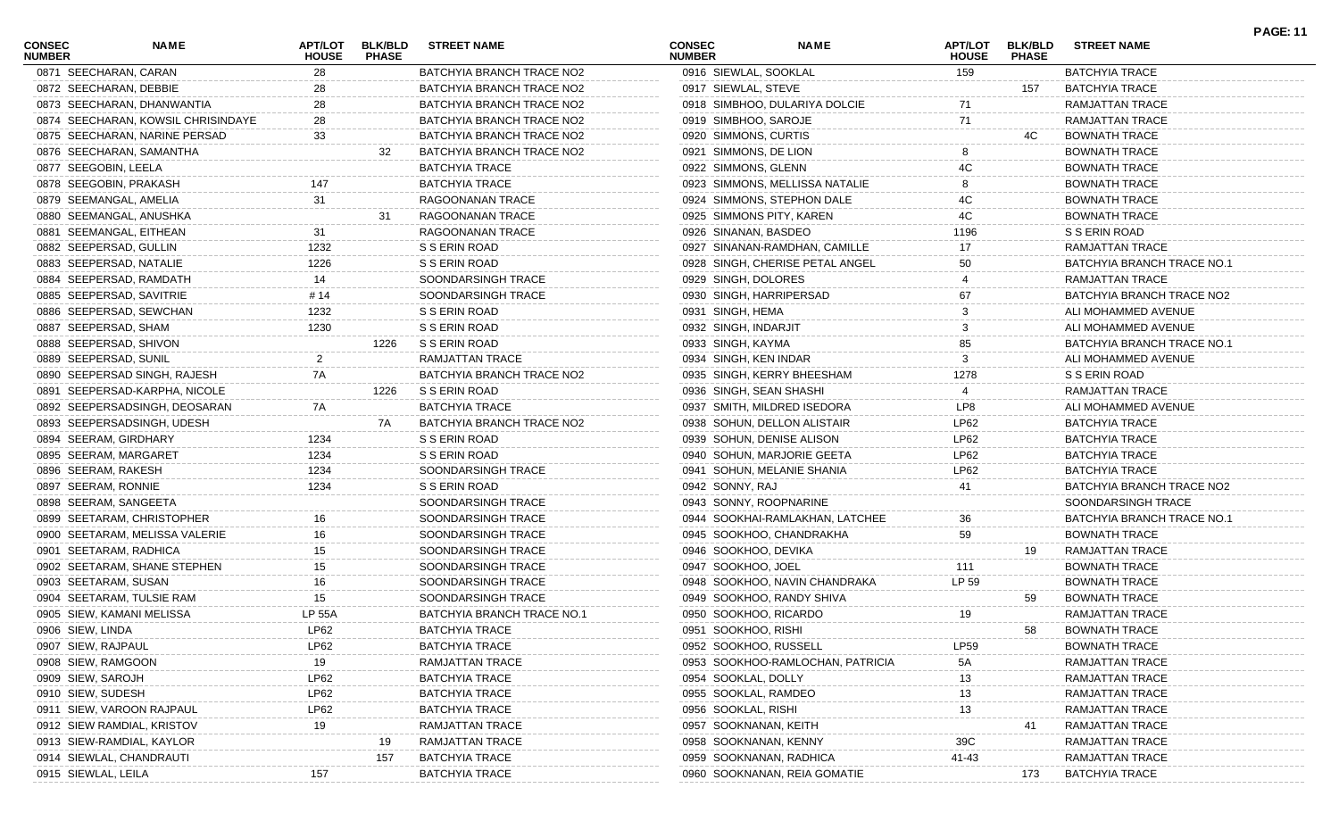| CONSEC NUMBER | NAME | APT/LOT HOUSE | BLK/BLD PHASE | STREET NAME |
|---|---|---|---|---|
| 0871 | SEECHARAN, CARAN | 28 | | BATCHYIA BRANCH TRACE NO2 |
| 0872 | SEECHARAN, DEBBIE | 28 | | BATCHYIA BRANCH TRACE NO2 |
| 0873 | SEECHARAN, DHANWANTIA | 28 | | BATCHYIA BRANCH TRACE NO2 |
| 0874 | SEECHARAN, KOWSIL CHRISINDAYE | 28 | | BATCHYIA BRANCH TRACE NO2 |
| 0875 | SEECHARAN, NARINE PERSAD | 33 | | BATCHYIA BRANCH TRACE NO2 |
| 0876 | SEECHARAN, SAMANTHA | | 32 | BATCHYIA BRANCH TRACE NO2 |
| 0877 | SEEGOBIN, LEELA | | | BATCHYIA TRACE |
| 0878 | SEEGOBIN, PRAKASH | 147 | | BATCHYIA TRACE |
| 0879 | SEEMANGAL, AMELIA | 31 | | RAGOONANAN TRACE |
| 0880 | SEEMANGAL, ANUSHKA | | 31 | RAGOONANAN TRACE |
| 0881 | SEEMANGAL, EITHEAN | 31 | | RAGOONANAN TRACE |
| 0882 | SEEPERSAD, GULLIN | 1232 | | S S ERIN ROAD |
| 0883 | SEEPERSAD, NATALIE | 1226 | | S S ERIN ROAD |
| 0884 | SEEPERSAD, RAMDATH | 14 | | SOONDARSINGH TRACE |
| 0885 | SEEPERSAD, SAVITRIE | # 14 | | SOONDARSINGH TRACE |
| 0886 | SEEPERSAD, SEWCHAN | 1232 | | S S ERIN ROAD |
| 0887 | SEEPERSAD, SHAM | 1230 | | S S ERIN ROAD |
| 0888 | SEEPERSAD, SHIVON | | 1226 | S S ERIN ROAD |
| 0889 | SEEPERSAD, SUNIL | 2 | | RAMJATTAN TRACE |
| 0890 | SEEPERSAD SINGH, RAJESH | 7A | | BATCHYIA BRANCH TRACE NO2 |
| 0891 | SEEPERSAD-KARPHA, NICOLE | | 1226 | S S ERIN ROAD |
| 0892 | SEEPERSADSINGH, DEOSARAN | 7A | | BATCHYIA TRACE |
| 0893 | SEEPERSADSINGH, UDESH | | 7A | BATCHYIA BRANCH TRACE NO2 |
| 0894 | SEERAM, GIRDHARY | 1234 | | S S ERIN ROAD |
| 0895 | SEERAM, MARGARET | 1234 | | S S ERIN ROAD |
| 0896 | SEERAM, RAKESH | 1234 | | SOONDARSINGH TRACE |
| 0897 | SEERAM, RONNIE | 1234 | | S S ERIN ROAD |
| 0898 | SEERAM, SANGEETA | | | SOONDARSINGH TRACE |
| 0899 | SEETARAM, CHRISTOPHER | 16 | | SOONDARSINGH TRACE |
| 0900 | SEETARAM, MELISSA VALERIE | 16 | | SOONDARSINGH TRACE |
| 0901 | SEETARAM, RADHICA | 15 | | SOONDARSINGH TRACE |
| 0902 | SEETARAM, SHANE STEPHEN | 15 | | SOONDARSINGH TRACE |
| 0903 | SEETARAM, SUSAN | 16 | | SOONDARSINGH TRACE |
| 0904 | SEETARAM, TULSIE RAM | 15 | | SOONDARSINGH TRACE |
| 0905 | SIEW, KAMANI MELISSA | LP 55A | | BATCHYIA BRANCH TRACE NO.1 |
| 0906 | SIEW, LINDA | LP62 | | BATCHYIA TRACE |
| 0907 | SIEW, RAJPAUL | LP62 | | BATCHYIA TRACE |
| 0908 | SIEW, RAMGOON | 19 | | RAMJATTAN TRACE |
| 0909 | SIEW, SAROJH | LP62 | | BATCHYIA TRACE |
| 0910 | SIEW, SUDESH | LP62 | | BATCHYIA TRACE |
| 0911 | SIEW, VAROON RAJPAUL | LP62 | | BATCHYIA TRACE |
| 0912 | SIEW RAMDIAL, KRISTOV | 19 | | RAMJATTAN TRACE |
| 0913 | SIEW-RAMDIAL, KAYLOR | | 19 | RAMJATTAN TRACE |
| 0914 | SIEWLAL, CHANDRAUTI | | 157 | BATCHYIA TRACE |
| 0915 | SIEWLAL, LEILA | 157 | | BATCHYIA TRACE |
| 0916 | SIEWLAL, SOOKLAL | 159 | | BATCHYIA TRACE |
| 0917 | SIEWLAL, STEVE | | 157 | BATCHYIA TRACE |
| 0918 | SIMBHOO, DULARIYA DOLCIE | 71 | | RAMJATTAN TRACE |
| 0919 | SIMBHOO, SAROJE | 71 | | RAMJATTAN TRACE |
| 0920 | SIMMONS, CURTIS | | 4C | BOWNATH TRACE |
| 0921 | SIMMONS, DE LION | 8 | | BOWNATH TRACE |
| 0922 | SIMMONS, GLENN | 4C | | BOWNATH TRACE |
| 0923 | SIMMONS, MELLISSA NATALIE | 8 | | BOWNATH TRACE |
| 0924 | SIMMONS, STEPHON DALE | 4C | | BOWNATH TRACE |
| 0925 | SIMMONS PITY, KAREN | 4C | | BOWNATH TRACE |
| 0926 | SINANAN, BASDEO | 1196 | | S S ERIN ROAD |
| 0927 | SINANAN-RAMDHAN, CAMILLE | 17 | | RAMJATTAN TRACE |
| 0928 | SINGH, CHERISE PETAL ANGEL | 50 | | BATCHYIA BRANCH TRACE NO.1 |
| 0929 | SINGH, DOLORES | 4 | | RAMJATTAN TRACE |
| 0930 | SINGH, HARRIPERSAD | 67 | | BATCHYIA BRANCH TRACE NO2 |
| 0931 | SINGH, HEMA | 3 | | ALI MOHAMMED AVENUE |
| 0932 | SINGH, INDARJIT | 3 | | ALI MOHAMMED AVENUE |
| 0933 | SINGH, KAYMA | 85 | | BATCHYIA BRANCH TRACE NO.1 |
| 0934 | SINGH, KEN INDAR | 3 | | ALI MOHAMMED AVENUE |
| 0935 | SINGH, KERRY BHEESHAM | 1278 | | S S ERIN ROAD |
| 0936 | SINGH, SEAN SHASHI | 4 | | RAMJATTAN TRACE |
| 0937 | SMITH, MILDRED ISEDORA | LP8 | | ALI MOHAMMED AVENUE |
| 0938 | SOHUN, DELLON ALISTAIR | LP62 | | BATCHYIA TRACE |
| 0939 | SOHUN, DENISE ALISON | LP62 | | BATCHYIA TRACE |
| 0940 | SOHUN, MARJORIE GEETA | LP62 | | BATCHYIA TRACE |
| 0941 | SOHUN, MELANIE SHANIA | LP62 | | BATCHYIA TRACE |
| 0942 | SONNY, RAJ | 41 | | BATCHYIA BRANCH TRACE NO2 |
| 0943 | SONNY, ROOPNARINE | | | SOONDARSINGH TRACE |
| 0944 | SOOKHAI-RAMLAKHAN, LATCHEE | 36 | | BATCHYIA BRANCH TRACE NO.1 |
| 0945 | SOOKHOO, CHANDRAKHA | 59 | | BOWNATH TRACE |
| 0946 | SOOKHOO, DEVIKA | | 19 | RAMJATTAN TRACE |
| 0947 | SOOKHOO, JOEL | 111 | | BOWNATH TRACE |
| 0948 | SOOKHOO, NAVIN CHANDRAKA | LP 59 | | BOWNATH TRACE |
| 0949 | SOOKHOO, RANDY SHIVA | | 59 | BOWNATH TRACE |
| 0950 | SOOKHOO, RICARDO | 19 | | RAMJATTAN TRACE |
| 0951 | SOOKHOO, RISHI | | 58 | BOWNATH TRACE |
| 0952 | SOOKHOO, RUSSELL | LP59 | | BOWNATH TRACE |
| 0953 | SOOKHOO-RAMLOCHAN, PATRICIA | 5A | | RAMJATTAN TRACE |
| 0954 | SOOKLAL, DOLLY | 13 | | RAMJATTAN TRACE |
| 0955 | SOOKLAL, RAMDEO | 13 | | RAMJATTAN TRACE |
| 0956 | SOOKLAL, RISHI | 13 | | RAMJATTAN TRACE |
| 0957 | SOOKNANAN, KEITH | | 41 | RAMJATTAN TRACE |
| 0958 | SOOKNANAN, KENNY | 39C | | RAMJATTAN TRACE |
| 0959 | SOOKNANAN, RADHICA | 41-43 | | RAMJATTAN TRACE |
| 0960 | SOOKNANAN, REIA GOMATIE | | 173 | BATCHYIA TRACE |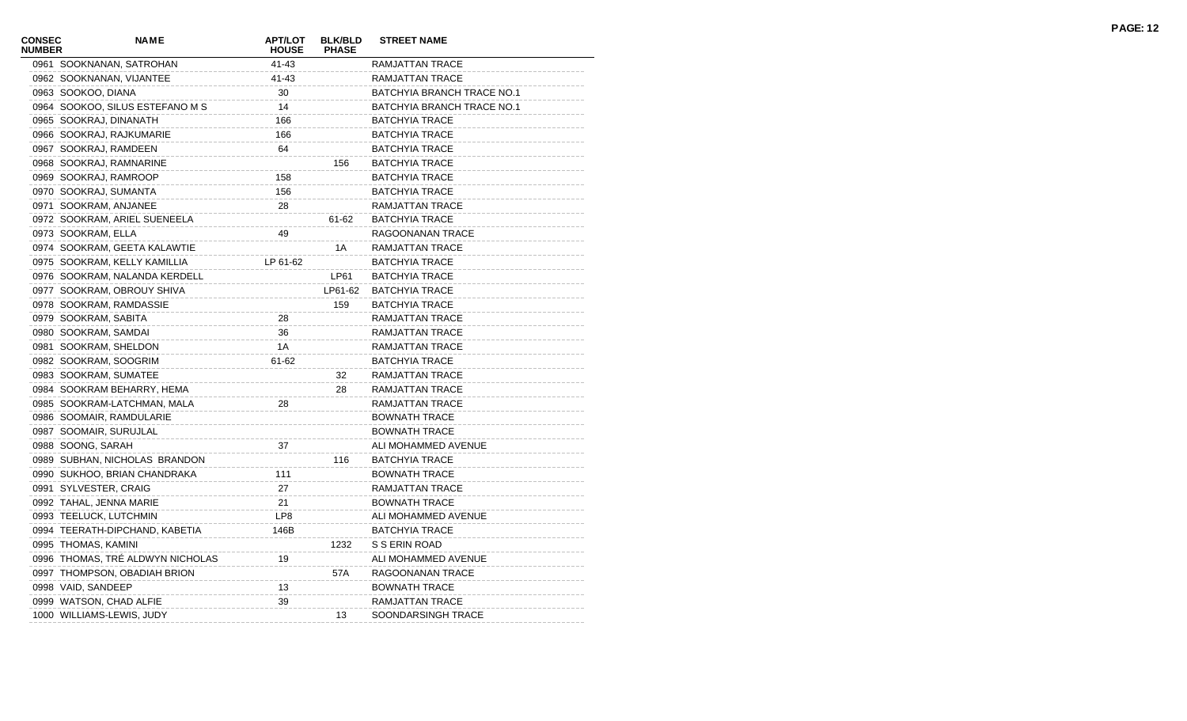| CONSEC NUMBER | NAME | APT/LOT HOUSE | BLK/BLD PHASE | STREET NAME |
|---|---|---|---|---|
| 0961 | SOOKNANAN, SATROHAN | 41-43 | | RAMJATTAN TRACE |
| 0962 | SOOKNANAN, VIJANTEE | 41-43 | | RAMJATTAN TRACE |
| 0963 | SOOKOO, DIANA | 30 | | BATCHYIA BRANCH TRACE NO.1 |
| 0964 | SOOKOO, SILUS ESTEFANO M S | 14 | | BATCHYIA BRANCH TRACE NO.1 |
| 0965 | SOOKRAJ, DINANATH | 166 | | BATCHYIA TRACE |
| 0966 | SOOKRAJ, RAJKUMARIE | 166 | | BATCHYIA TRACE |
| 0967 | SOOKRAJ, RAMDEEN | 64 | | BATCHYIA TRACE |
| 0968 | SOOKRAJ, RAMNARINE | | 156 | BATCHYIA TRACE |
| 0969 | SOOKRAJ, RAMROOP | 158 | | BATCHYIA TRACE |
| 0970 | SOOKRAJ, SUMANTA | 156 | | BATCHYIA TRACE |
| 0971 | SOOKRAM, ANJANEE | 28 | | RAMJATTAN TRACE |
| 0972 | SOOKRAM, ARIEL SUENEELA | | 61-62 | BATCHYIA TRACE |
| 0973 | SOOKRAM, ELLA | 49 | | RAGOONANAN TRACE |
| 0974 | SOOKRAM, GEETA KALAWTIE | | 1A | RAMJATTAN TRACE |
| 0975 | SOOKRAM, KELLY KAMILLIA | LP 61-62 | | BATCHYIA TRACE |
| 0976 | SOOKRAM, NALANDA KERDELL | | LP61 | BATCHYIA TRACE |
| 0977 | SOOKRAM, OBROUY SHIVA | | LP61-62 | BATCHYIA TRACE |
| 0978 | SOOKRAM, RAMDASSIE | | 159 | BATCHYIA TRACE |
| 0979 | SOOKRAM, SABITA | 28 | | RAMJATTAN TRACE |
| 0980 | SOOKRAM, SAMDAI | 36 | | RAMJATTAN TRACE |
| 0981 | SOOKRAM, SHELDON | 1A | | RAMJATTAN TRACE |
| 0982 | SOOKRAM, SOOGRIM | 61-62 | | BATCHYIA TRACE |
| 0983 | SOOKRAM, SUMATEE | | 32 | RAMJATTAN TRACE |
| 0984 | SOOKRAM BEHARRY, HEMA | | 28 | RAMJATTAN TRACE |
| 0985 | SOOKRAM-LATCHMAN, MALA | 28 | | RAMJATTAN TRACE |
| 0986 | SOOMAIR, RAMDULARIE | | | BOWNATH TRACE |
| 0987 | SOOMAIR, SURUJLAL | | | BOWNATH TRACE |
| 0988 | SOONG, SARAH | 37 | | ALI MOHAMMED AVENUE |
| 0989 | SUBHAN, NICHOLAS BRANDON | | 116 | BATCHYIA TRACE |
| 0990 | SUKHOO, BRIAN CHANDRAKA | 111 | | BOWNATH TRACE |
| 0991 | SYLVESTER, CRAIG | 27 | | RAMJATTAN TRACE |
| 0992 | TAHAL, JENNA MARIE | 21 | | BOWNATH TRACE |
| 0993 | TEELUCK, LUTCHMIN | LP8 | | ALI MOHAMMED AVENUE |
| 0994 | TEERATH-DIPCHAND, KABETIA | 146B | | BATCHYIA TRACE |
| 0995 | THOMAS, KAMINI | | 1232 | S S ERIN ROAD |
| 0996 | THOMAS, TRÉ ALDWYN NICHOLAS | 19 | | ALI MOHAMMED AVENUE |
| 0997 | THOMPSON, OBADIAH BRION | | 57A | RAGOONANAN TRACE |
| 0998 | VAID, SANDEEP | 13 | | BOWNATH TRACE |
| 0999 | WATSON, CHAD ALFIE | 39 | | RAMJATTAN TRACE |
| 1000 | WILLIAMS-LEWIS, JUDY | | 13 | SOONDARSINGH TRACE |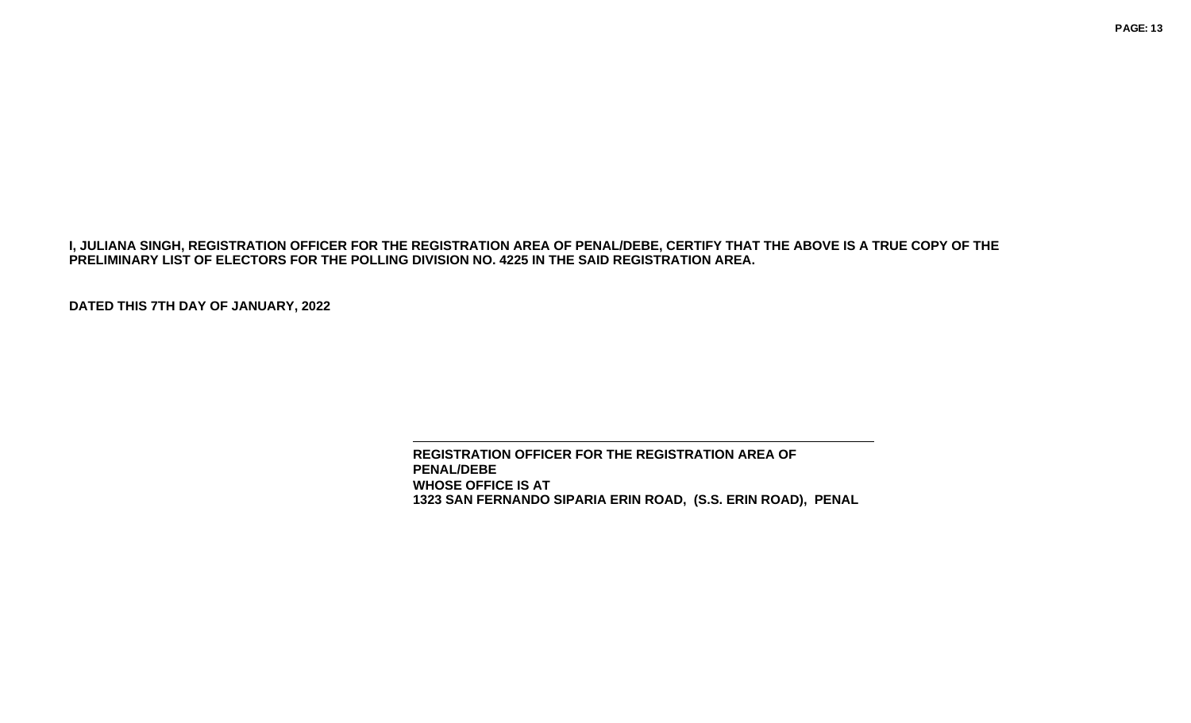**I, JULIANA SINGH, REGISTRATION OFFICER FOR THE REGISTRATION AREA OF PENAL/DEBE, CERTIFY THAT THE ABOVE IS A TRUE COPY OF THE PRELIMINARY LIST OF ELECTORS FOR THE POLLING DIVISION NO. 4225 IN THE SAID REGISTRATION AREA.**

**DATED THIS 7TH DAY OF JANUARY, 2022**

---

**REGISTRATION OFFICER FOR THE REGISTRATION AREA OF PENAL/DEBE**
**WHOSE OFFICE IS AT**
**1323 SAN FERNANDO SIPARIA ERIN ROAD, (S.S. ERIN ROAD), PENAL**